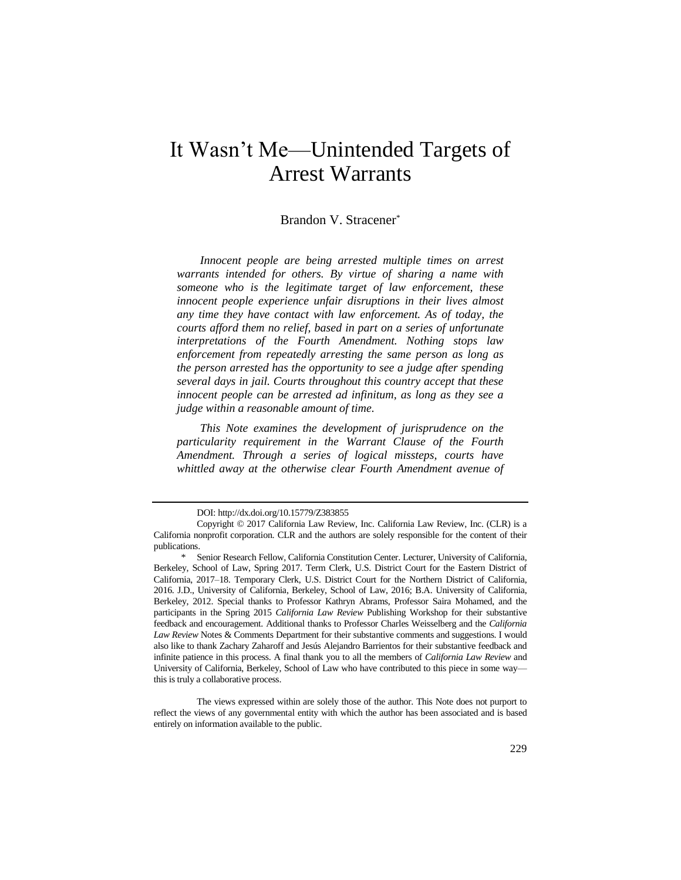# It Wasn't Me—Unintended Targets of Arrest Warrants

Brandon V. Stracener*

*Innocent people are being arrested multiple times on arrest warrants intended for others. By virtue of sharing a name with someone who is the legitimate target of law enforcement, these innocent people experience unfair disruptions in their lives almost any time they have contact with law enforcement. As of today, the courts afford them no relief, based in part on a series of unfortunate interpretations of the Fourth Amendment. Nothing stops law enforcement from repeatedly arresting the same person as long as the person arrested has the opportunity to see a judge after spending several days in jail. Courts throughout this country accept that these innocent people can be arrested ad infinitum, as long as they see a judge within a reasonable amount of time.*

*This Note examines the development of jurisprudence on the particularity requirement in the Warrant Clause of the Fourth Amendment. Through a series of logical missteps, courts have whittled away at the otherwise clear Fourth Amendment avenue of*

---

DOI: http://dx.doi.org/10.15779/Z383855

Copyright © 2017 California Law Review, Inc. California Law Review, Inc. (CLR) is a California nonprofit corporation. CLR and the authors are solely responsible for the content of their publications.

\* Senior Research Fellow, California Constitution Center. Lecturer, University of California, Berkeley, School of Law, Spring 2017. Term Clerk, U.S. District Court for the Eastern District of California, 2017–18. Temporary Clerk, U.S. District Court for the Northern District of California, 2016. J.D., University of California, Berkeley, School of Law, 2016; B.A. University of California, Berkeley, 2012. Special thanks to Professor Kathryn Abrams, Professor Saira Mohamed, and the participants in the Spring 2015 *California Law Review* Publishing Workshop for their substantive feedback and encouragement. Additional thanks to Professor Charles Weisselberg and the *California Law Review* Notes & Comments Department for their substantive comments and suggestions. I would also like to thank Zachary Zaharoff and Jesús Alejandro Barrientos for their substantive feedback and infinite patience in this process. A final thank you to all the members of *California Law Review* and University of California, Berkeley, School of Law who have contributed to this piece in some way—this is truly a collaborative process.

The views expressed within are solely those of the author. This Note does not purport to reflect the views of any governmental entity with which the author has been associated and is based entirely on information available to the public.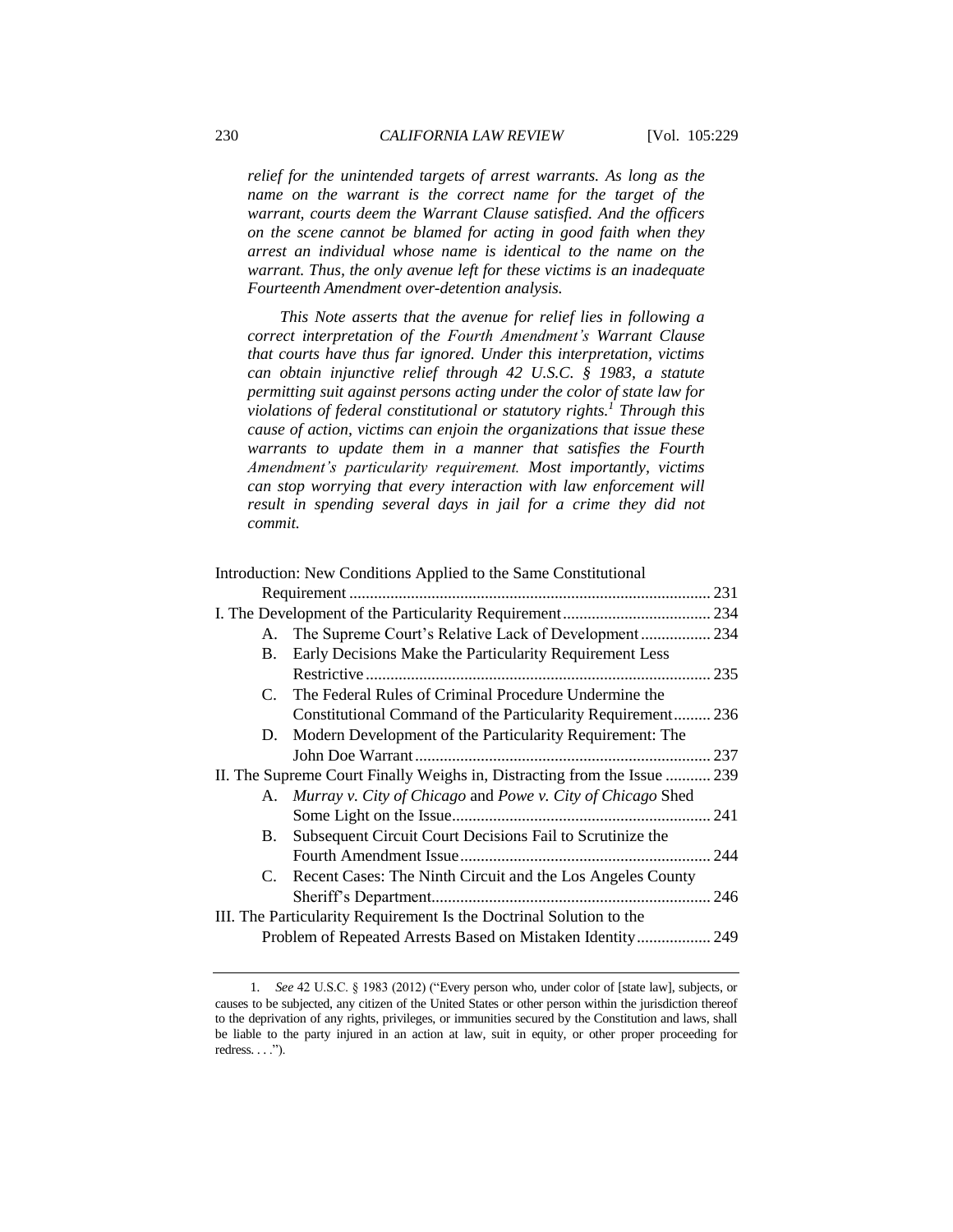*relief for the unintended targets of arrest warrants. As long as the name on the warrant is the correct name for the target of the warrant, courts deem the Warrant Clause satisfied. And the officers on the scene cannot be blamed for acting in good faith when they arrest an individual whose name is identical to the name on the warrant. Thus, the only avenue left for these victims is an inadequate Fourteenth Amendment over-detention analysis.*

*This Note asserts that the avenue for relief lies in following a correct interpretation of the Fourth Amendment's Warrant Clause that courts have thus far ignored. Under this interpretation, victims can obtain injunctive relief through 42 U.S.C. § 1983, a statute permitting suit against persons acting under the color of state law for violations of federal constitutional or statutory rights.*[1] *Through this cause of action, victims can enjoin the organizations that issue these warrants to update them in a manner that satisfies the Fourth Amendment's particularity requirement. Most importantly, victims can stop worrying that every interaction with law enforcement will result in spending several days in jail for a crime they did not commit.*

Introduction: New Conditions Applied to the Same Constitutional Requirement ........ 231
I. The Development of the Particularity Requirement ........ 234
- A. The Supreme Court's Relative Lack of Development ........ 234
- B. Early Decisions Make the Particularity Requirement Less Restrictive ........ 235
- C. The Federal Rules of Criminal Procedure Undermine the Constitutional Command of the Particularity Requirement ........ 236
- D. Modern Development of the Particularity Requirement: The John Doe Warrant ........ 237

II. The Supreme Court Finally Weighs in, Distracting from the Issue ........ 239
- A. *Murray v. City of Chicago* and *Powe v. City of Chicago* Shed Some Light on the Issue ........ 241
- B. Subsequent Circuit Court Decisions Fail to Scrutinize the Fourth Amendment Issue ........ 244
- C. Recent Cases: The Ninth Circuit and the Los Angeles County Sheriff's Department ........ 246

III. The Particularity Requirement Is the Doctrinal Solution to the Problem of Repeated Arrests Based on Mistaken Identity ........ 249

1. *See* 42 U.S.C. § 1983 (2012) ("Every person who, under color of [state law], subjects, or causes to be subjected, any citizen of the United States or other person within the jurisdiction thereof to the deprivation of any rights, privileges, or immunities secured by the Constitution and laws, shall be liable to the party injured in an action at law, suit in equity, or other proper proceeding for redress. . . .").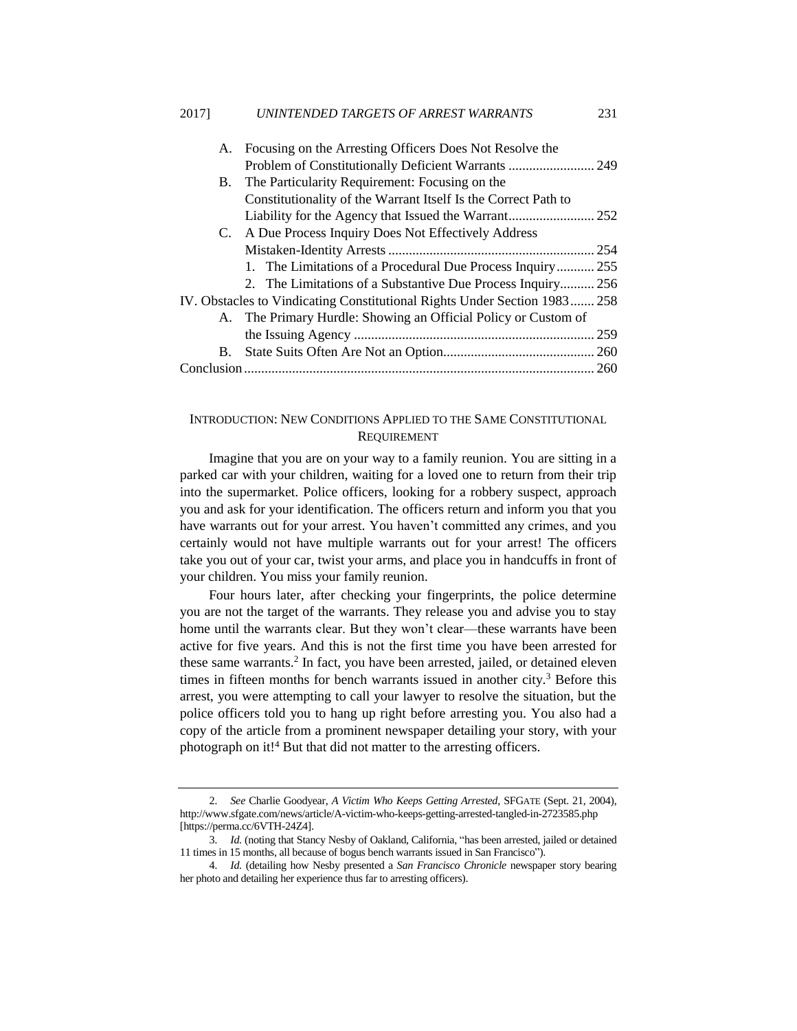A. Focusing on the Arresting Officers Does Not Resolve the Problem of Constitutionally Deficient Warrants ......................... 249

B. The Particularity Requirement: Focusing on the Constitutionality of the Warrant Itself Is the Correct Path to Liability for the Agency that Issued the Warrant......................... 252

C. A Due Process Inquiry Does Not Effectively Address Mistaken-Identity Arrests ........................................................... 254

1. The Limitations of a Procedural Due Process Inquiry........... 255

2. The Limitations of a Substantive Due Process Inquiry.......... 256

IV. Obstacles to Vindicating Constitutional Rights Under Section 1983....... 258

A. The Primary Hurdle: Showing an Official Policy or Custom of the Issuing Agency ...................................................................... 259

B. State Suits Often Are Not an Option............................................ 260

Conclusion..................................................................................................... 260

## INTRODUCTION: NEW CONDITIONS APPLIED TO THE SAME CONSTITUTIONAL REQUIREMENT

Imagine that you are on your way to a family reunion. You are sitting in a parked car with your children, waiting for a loved one to return from their trip into the supermarket. Police officers, looking for a robbery suspect, approach you and ask for your identification. The officers return and inform you that you have warrants out for your arrest. You haven't committed any crimes, and you certainly would not have multiple warrants out for your arrest! The officers take you out of your car, twist your arms, and place you in handcuffs in front of your children. You miss your family reunion.

Four hours later, after checking your fingerprints, the police determine you are not the target of the warrants. They release you and advise you to stay home until the warrants clear. But they won't clear—these warrants have been active for five years. And this is not the first time you have been arrested for these same warrants.[2] In fact, you have been arrested, jailed, or detained eleven times in fifteen months for bench warrants issued in another city.[3] Before this arrest, you were attempting to call your lawyer to resolve the situation, but the police officers told you to hang up right before arresting you. You also had a copy of the article from a prominent newspaper detailing your story, with your photograph on it![4] But that did not matter to the arresting officers.

---

2. *See* Charlie Goodyear, *A Victim Who Keeps Getting Arrested*, SFGATE (Sept. 21, 2004), http://www.sfgate.com/news/article/A-victim-who-keeps-getting-arrested-tangled-in-2723585.php [https://perma.cc/6VTH-24Z4].

3. *Id.* (noting that Stancy Nesby of Oakland, California, "has been arrested, jailed or detained 11 times in 15 months, all because of bogus bench warrants issued in San Francisco").

4. *Id.* (detailing how Nesby presented a *San Francisco Chronicle* newspaper story bearing her photo and detailing her experience thus far to arresting officers).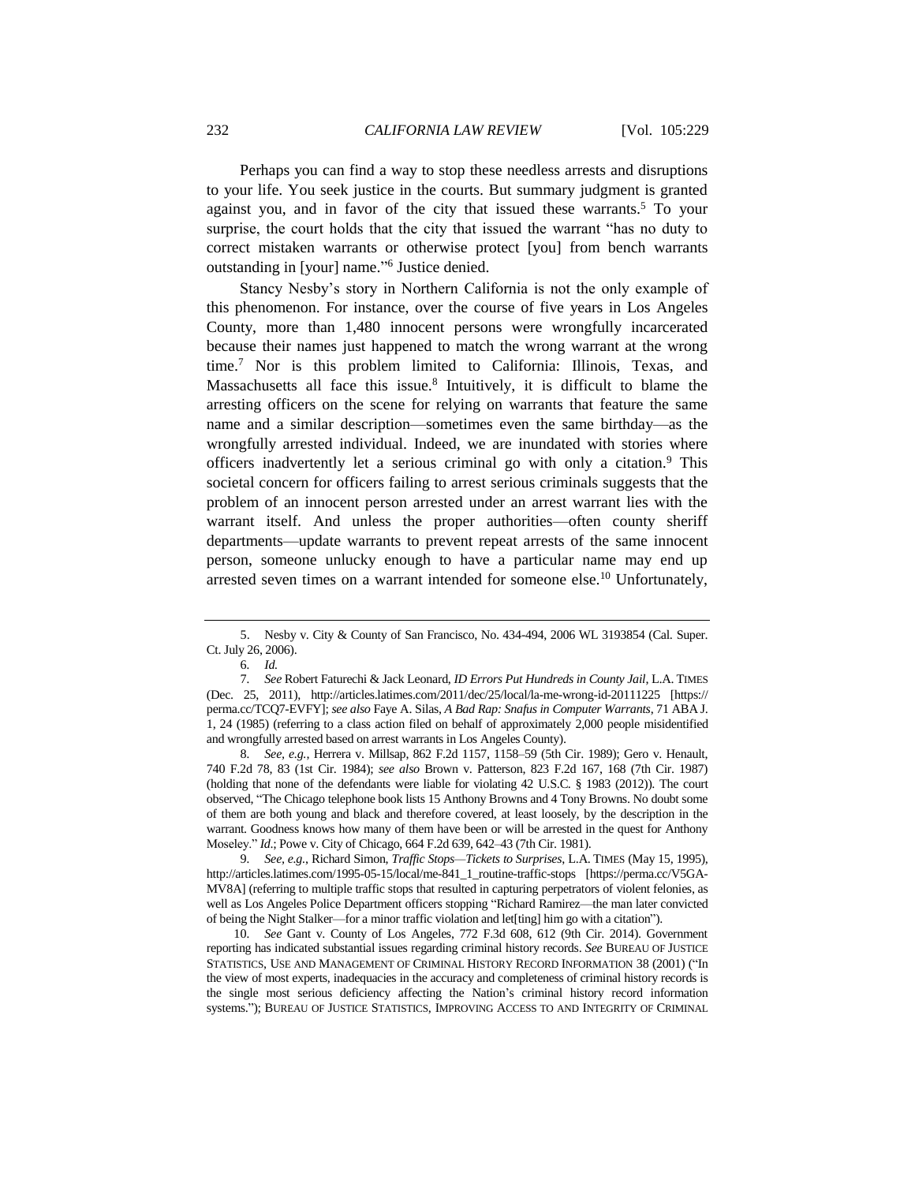Perhaps you can find a way to stop these needless arrests and disruptions to your life. You seek justice in the courts. But summary judgment is granted against you, and in favor of the city that issued these warrants.[5] To your surprise, the court holds that the city that issued the warrant "has no duty to correct mistaken warrants or otherwise protect [you] from bench warrants outstanding in [your] name."[6] Justice denied.

Stancy Nesby's story in Northern California is not the only example of this phenomenon. For instance, over the course of five years in Los Angeles County, more than 1,480 innocent persons were wrongfully incarcerated because their names just happened to match the wrong warrant at the wrong time.[7] Nor is this problem limited to California: Illinois, Texas, and Massachusetts all face this issue.[8] Intuitively, it is difficult to blame the arresting officers on the scene for relying on warrants that feature the same name and a similar description—sometimes even the same birthday—as the wrongfully arrested individual. Indeed, we are inundated with stories where officers inadvertently let a serious criminal go with only a citation.[9] This societal concern for officers failing to arrest serious criminals suggests that the problem of an innocent person arrested under an arrest warrant lies with the warrant itself. And unless the proper authorities—often county sheriff departments—update warrants to prevent repeat arrests of the same innocent person, someone unlucky enough to have a particular name may end up arrested seven times on a warrant intended for someone else.[10] Unfortunately,

---

5. Nesby v. City & County of San Francisco, No. 434-494, 2006 WL 3193854 (Cal. Super. Ct. July 26, 2006).

6. *Id.*

7. *See* Robert Faturechi & Jack Leonard, *ID Errors Put Hundreds in County Jail*, L.A. TIMES (Dec. 25, 2011), http://articles.latimes.com/2011/dec/25/local/la-me-wrong-id-20111225 [https://perma.cc/TCQ7-EVFY]; *see also* Faye A. Silas, *A Bad Rap: Snafus in Computer Warrants*, 71 ABA J. 1, 24 (1985) (referring to a class action filed on behalf of approximately 2,000 people misidentified and wrongfully arrested based on arrest warrants in Los Angeles County).

8. *See, e.g.*, Herrera v. Millsap, 862 F.2d 1157, 1158–59 (5th Cir. 1989); Gero v. Henault, 740 F.2d 78, 83 (1st Cir. 1984); *see also* Brown v. Patterson, 823 F.2d 167, 168 (7th Cir. 1987) (holding that none of the defendants were liable for violating 42 U.S.C. § 1983 (2012)). The court observed, "The Chicago telephone book lists 15 Anthony Browns and 4 Tony Browns. No doubt some of them are both young and black and therefore covered, at least loosely, by the description in the warrant. Goodness knows how many of them have been or will be arrested in the quest for Anthony Moseley." *Id.*; Powe v. City of Chicago, 664 F.2d 639, 642–43 (7th Cir. 1981).

9. *See, e.g.*, Richard Simon, *Traffic Stops—Tickets to Surprises*, L.A. TIMES (May 15, 1995), http://articles.latimes.com/1995-05-15/local/me-841_1_routine-traffic-stops [https://perma.cc/V5GA-MV8A] (referring to multiple traffic stops that resulted in capturing perpetrators of violent felonies, as well as Los Angeles Police Department officers stopping "Richard Ramirez—the man later convicted of being the Night Stalker—for a minor traffic violation and let[ting] him go with a citation").

10. *See* Gant v. County of Los Angeles, 772 F.3d 608, 612 (9th Cir. 2014). Government reporting has indicated substantial issues regarding criminal history records. *See* BUREAU OF JUSTICE STATISTICS, USE AND MANAGEMENT OF CRIMINAL HISTORY RECORD INFORMATION 38 (2001) ("In the view of most experts, inadequacies in the accuracy and completeness of criminal history records is the single most serious deficiency affecting the Nation's criminal history record information systems."); BUREAU OF JUSTICE STATISTICS, IMPROVING ACCESS TO AND INTEGRITY OF CRIMINAL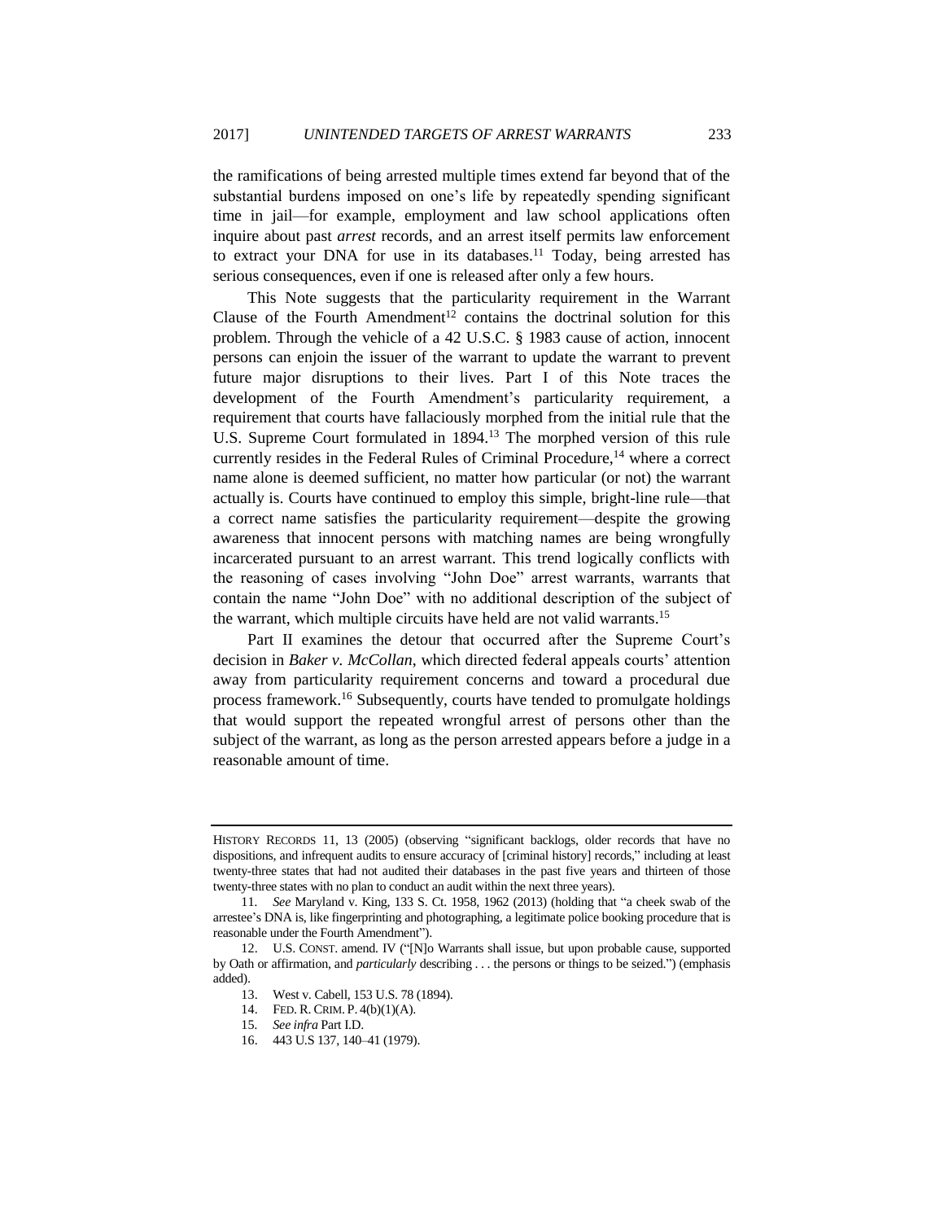the ramifications of being arrested multiple times extend far beyond that of the substantial burdens imposed on one's life by repeatedly spending significant time in jail—for example, employment and law school applications often inquire about past *arrest* records, and an arrest itself permits law enforcement to extract your DNA for use in its databases.[11] Today, being arrested has serious consequences, even if one is released after only a few hours.

This Note suggests that the particularity requirement in the Warrant Clause of the Fourth Amendment[12] contains the doctrinal solution for this problem. Through the vehicle of a 42 U.S.C. § 1983 cause of action, innocent persons can enjoin the issuer of the warrant to update the warrant to prevent future major disruptions to their lives. Part I of this Note traces the development of the Fourth Amendment's particularity requirement, a requirement that courts have fallaciously morphed from the initial rule that the U.S. Supreme Court formulated in 1894.[13] The morphed version of this rule currently resides in the Federal Rules of Criminal Procedure,[14] where a correct name alone is deemed sufficient, no matter how particular (or not) the warrant actually is. Courts have continued to employ this simple, bright-line rule—that a correct name satisfies the particularity requirement—despite the growing awareness that innocent persons with matching names are being wrongfully incarcerated pursuant to an arrest warrant. This trend logically conflicts with the reasoning of cases involving "John Doe" arrest warrants, warrants that contain the name "John Doe" with no additional description of the subject of the warrant, which multiple circuits have held are not valid warrants.[15]

Part II examines the detour that occurred after the Supreme Court's decision in *Baker v. McCollan*, which directed federal appeals courts' attention away from particularity requirement concerns and toward a procedural due process framework.[16] Subsequently, courts have tended to promulgate holdings that would support the repeated wrongful arrest of persons other than the subject of the warrant, as long as the person arrested appears before a judge in a reasonable amount of time.

---

HISTORY RECORDS 11, 13 (2005) (observing "significant backlogs, older records that have no dispositions, and infrequent audits to ensure accuracy of [criminal history] records," including at least twenty-three states that had not audited their databases in the past five years and thirteen of those twenty-three states with no plan to conduct an audit within the next three years).

11. *See* Maryland v. King, 133 S. Ct. 1958, 1962 (2013) (holding that "a cheek swab of the arrestee's DNA is, like fingerprinting and photographing, a legitimate police booking procedure that is reasonable under the Fourth Amendment").

12. U.S. CONST. amend. IV ("[N]o Warrants shall issue, but upon probable cause, supported by Oath or affirmation, and *particularly* describing . . . the persons or things to be seized.") (emphasis added).

13. West v. Cabell, 153 U.S. 78 (1894).

14. FED. R. CRIM. P. 4(b)(1)(A).

15. *See infra* Part I.D.

16. 443 U.S 137, 140–41 (1979).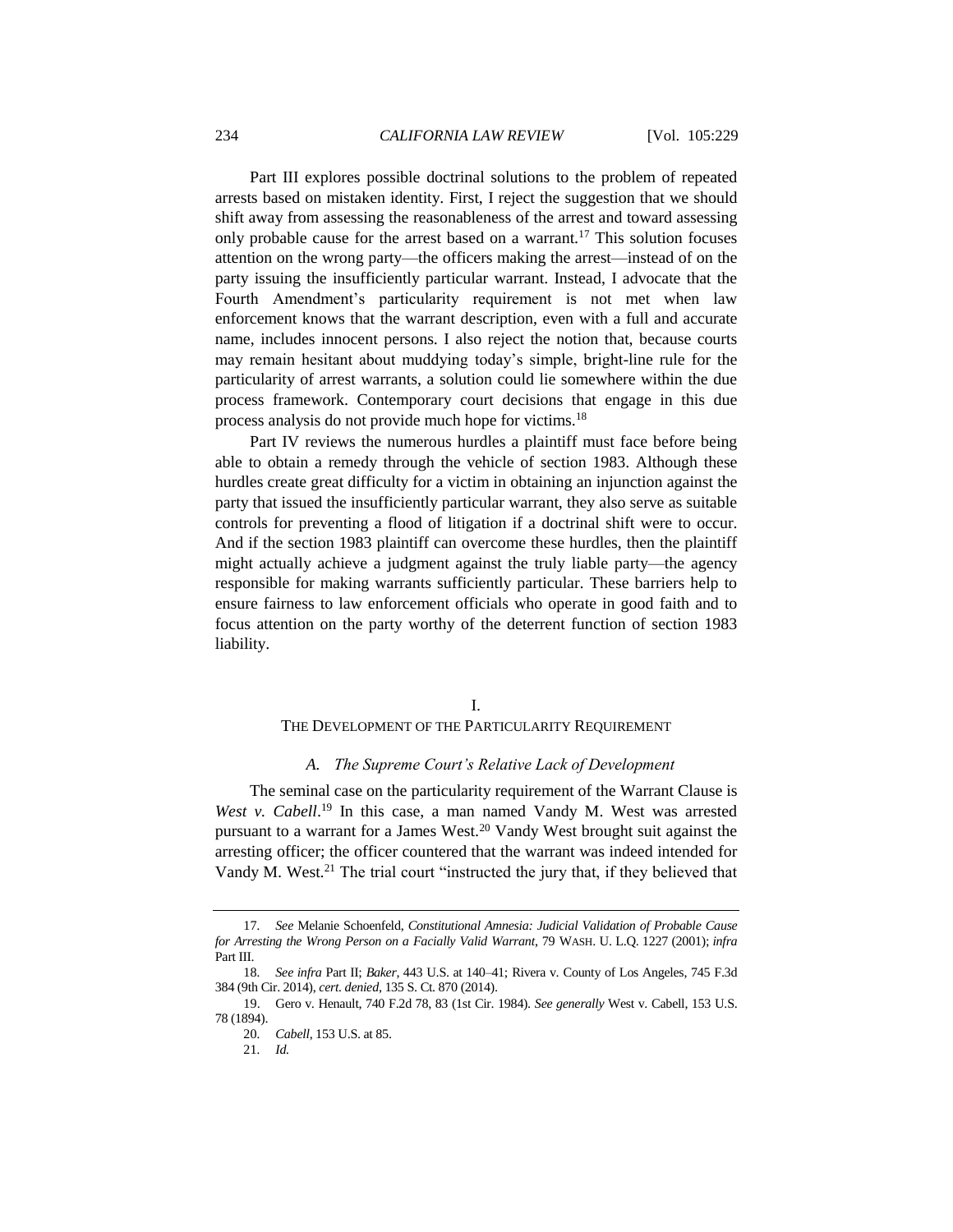Part III explores possible doctrinal solutions to the problem of repeated arrests based on mistaken identity. First, I reject the suggestion that we should shift away from assessing the reasonableness of the arrest and toward assessing only probable cause for the arrest based on a warrant.[17] This solution focuses attention on the wrong party—the officers making the arrest—instead of on the party issuing the insufficiently particular warrant. Instead, I advocate that the Fourth Amendment's particularity requirement is not met when law enforcement knows that the warrant description, even with a full and accurate name, includes innocent persons. I also reject the notion that, because courts may remain hesitant about muddying today's simple, bright-line rule for the particularity of arrest warrants, a solution could lie somewhere within the due process framework. Contemporary court decisions that engage in this due process analysis do not provide much hope for victims.[18]

Part IV reviews the numerous hurdles a plaintiff must face before being able to obtain a remedy through the vehicle of section 1983. Although these hurdles create great difficulty for a victim in obtaining an injunction against the party that issued the insufficiently particular warrant, they also serve as suitable controls for preventing a flood of litigation if a doctrinal shift were to occur. And if the section 1983 plaintiff can overcome these hurdles, then the plaintiff might actually achieve a judgment against the truly liable party—the agency responsible for making warrants sufficiently particular. These barriers help to ensure fairness to law enforcement officials who operate in good faith and to focus attention on the party worthy of the deterrent function of section 1983 liability.

## I.
## THE DEVELOPMENT OF THE PARTICULARITY REQUIREMENT

### *A. The Supreme Court's Relative Lack of Development*

The seminal case on the particularity requirement of the Warrant Clause is *West v. Cabell*.[19] In this case, a man named Vandy M. West was arrested pursuant to a warrant for a James West.[20] Vandy West brought suit against the arresting officer; the officer countered that the warrant was indeed intended for Vandy M. West.[21] The trial court "instructed the jury that, if they believed that

---

17. *See* Melanie Schoenfeld, *Constitutional Amnesia: Judicial Validation of Probable Cause for Arresting the Wrong Person on a Facially Valid Warrant*, 79 WASH. U. L.Q. 1227 (2001); *infra* Part III.

18. *See infra* Part II; *Baker*, 443 U.S. at 140–41; Rivera v. County of Los Angeles, 745 F.3d 384 (9th Cir. 2014), *cert. denied*, 135 S. Ct. 870 (2014).

19. Gero v. Henault, 740 F.2d 78, 83 (1st Cir. 1984). *See generally* West v. Cabell, 153 U.S. 78 (1894).

20. *Cabell*, 153 U.S. at 85.

21. *Id.*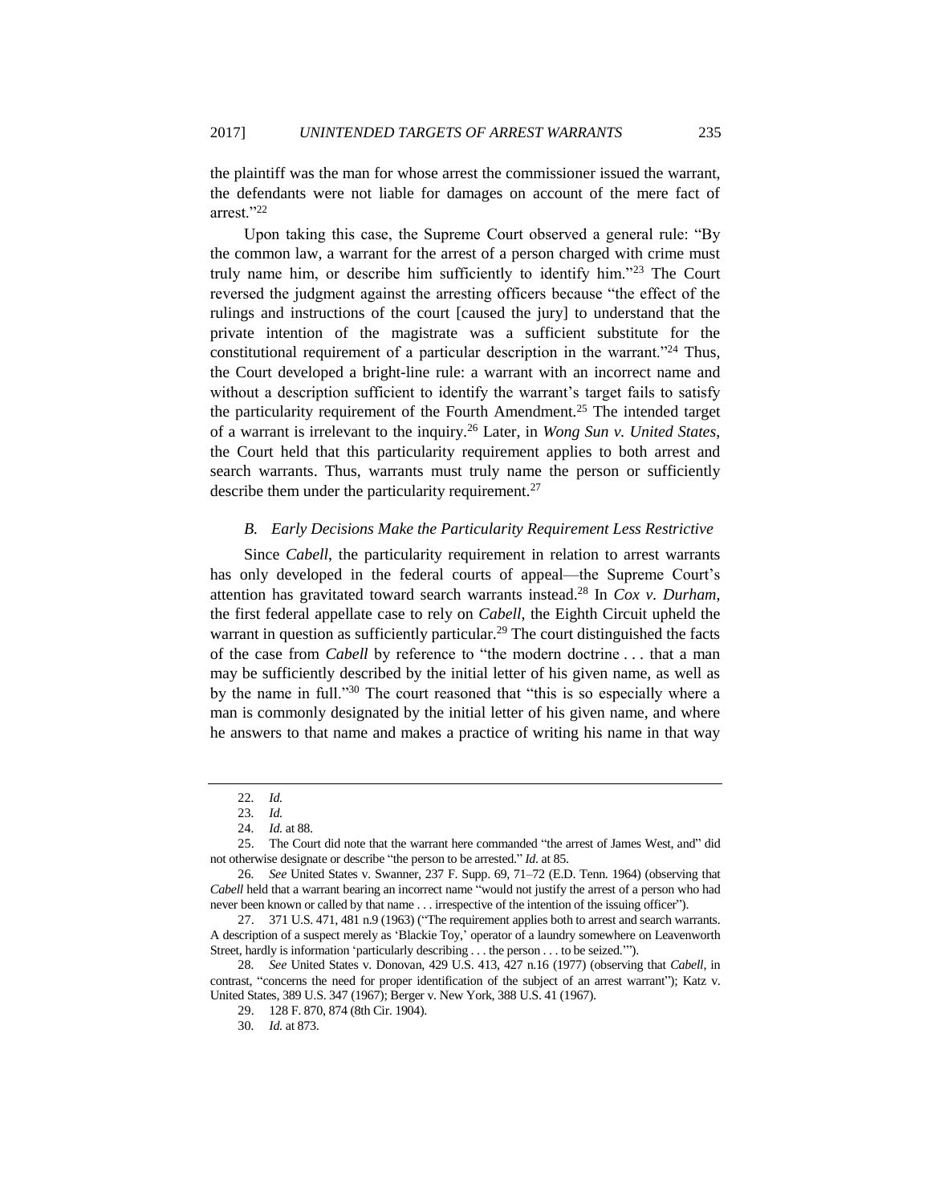the plaintiff was the man for whose arrest the commissioner issued the warrant, the defendants were not liable for damages on account of the mere fact of arrest."[22]

Upon taking this case, the Supreme Court observed a general rule: "By the common law, a warrant for the arrest of a person charged with crime must truly name him, or describe him sufficiently to identify him."[23] The Court reversed the judgment against the arresting officers because "the effect of the rulings and instructions of the court [caused the jury] to understand that the private intention of the magistrate was a sufficient substitute for the constitutional requirement of a particular description in the warrant."[24] Thus, the Court developed a bright-line rule: a warrant with an incorrect name and without a description sufficient to identify the warrant's target fails to satisfy the particularity requirement of the Fourth Amendment.[25] The intended target of a warrant is irrelevant to the inquiry.[26] Later, in *Wong Sun v. United States*, the Court held that this particularity requirement applies to both arrest and search warrants. Thus, warrants must truly name the person or sufficiently describe them under the particularity requirement.[27]

### *B. Early Decisions Make the Particularity Requirement Less Restrictive*

Since *Cabell*, the particularity requirement in relation to arrest warrants has only developed in the federal courts of appeal—the Supreme Court's attention has gravitated toward search warrants instead.[28] In *Cox v. Durham*, the first federal appellate case to rely on *Cabell*, the Eighth Circuit upheld the warrant in question as sufficiently particular.[29] The court distinguished the facts of the case from *Cabell* by reference to "the modern doctrine . . . that a man may be sufficiently described by the initial letter of his given name, as well as by the name in full."[30] The court reasoned that "this is so especially where a man is commonly designated by the initial letter of his given name, and where he answers to that name and makes a practice of writing his name in that way

---

22. *Id.*

23. *Id.*

24. *Id.* at 88.

25. The Court did note that the warrant here commanded "the arrest of James West, and" did not otherwise designate or describe "the person to be arrested." *Id.* at 85.

26. *See* United States v. Swanner, 237 F. Supp. 69, 71–72 (E.D. Tenn. 1964) (observing that *Cabell* held that a warrant bearing an incorrect name "would not justify the arrest of a person who had never been known or called by that name . . . irrespective of the intention of the issuing officer").

27. 371 U.S. 471, 481 n.9 (1963) ("The requirement applies both to arrest and search warrants. A description of a suspect merely as 'Blackie Toy,' operator of a laundry somewhere on Leavenworth Street, hardly is information 'particularly describing . . . the person . . . to be seized.'").

28. *See* United States v. Donovan, 429 U.S. 413, 427 n.16 (1977) (observing that *Cabell*, in contrast, "concerns the need for proper identification of the subject of an arrest warrant"); Katz v. United States, 389 U.S. 347 (1967); Berger v. New York, 388 U.S. 41 (1967).

29. 128 F. 870, 874 (8th Cir. 1904).

30. *Id.* at 873.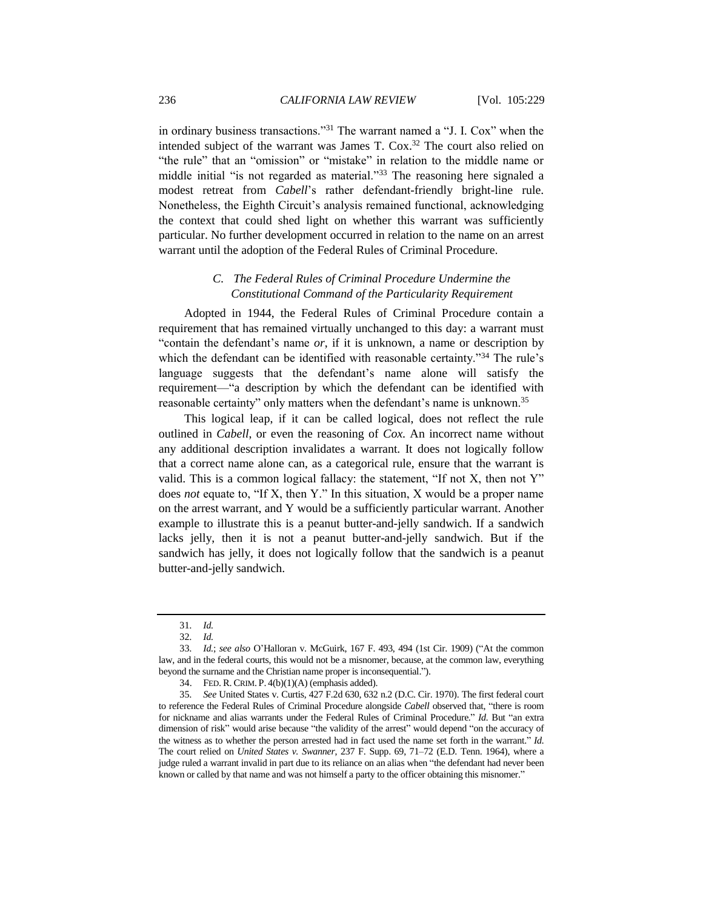in ordinary business transactions."[31] The warrant named a "J. I. Cox" when the intended subject of the warrant was James T. Cox.[32] The court also relied on "the rule" that an "omission" or "mistake" in relation to the middle name or middle initial "is not regarded as material."[33] The reasoning here signaled a modest retreat from *Cabell*'s rather defendant-friendly bright-line rule. Nonetheless, the Eighth Circuit's analysis remained functional, acknowledging the context that could shed light on whether this warrant was sufficiently particular. No further development occurred in relation to the name on an arrest warrant until the adoption of the Federal Rules of Criminal Procedure.

### *C. The Federal Rules of Criminal Procedure Undermine the Constitutional Command of the Particularity Requirement*

Adopted in 1944, the Federal Rules of Criminal Procedure contain a requirement that has remained virtually unchanged to this day: a warrant must "contain the defendant's name *or*, if it is unknown, a name or description by which the defendant can be identified with reasonable certainty."[34] The rule's language suggests that the defendant's name alone will satisfy the requirement—"a description by which the defendant can be identified with reasonable certainty" only matters when the defendant's name is unknown.[35]

This logical leap, if it can be called logical, does not reflect the rule outlined in *Cabell*, or even the reasoning of *Cox*. An incorrect name without any additional description invalidates a warrant. It does not logically follow that a correct name alone can, as a categorical rule, ensure that the warrant is valid. This is a common logical fallacy: the statement, "If not X, then not Y" does *not* equate to, "If X, then Y." In this situation, X would be a proper name on the arrest warrant, and Y would be a sufficiently particular warrant. Another example to illustrate this is a peanut butter-and-jelly sandwich. If a sandwich lacks jelly, then it is not a peanut butter-and-jelly sandwich. But if the sandwich has jelly, it does not logically follow that the sandwich is a peanut butter-and-jelly sandwich.

---

31. *Id.*

32. *Id.*

33. *Id.*; *see also* O'Halloran v. McGuirk, 167 F. 493, 494 (1st Cir. 1909) ("At the common law, and in the federal courts, this would not be a misnomer, because, at the common law, everything beyond the surname and the Christian name proper is inconsequential.").

34. FED. R. CRIM. P. 4(b)(1)(A) (emphasis added).

35. *See* United States v. Curtis, 427 F.2d 630, 632 n.2 (D.C. Cir. 1970). The first federal court to reference the Federal Rules of Criminal Procedure alongside *Cabell* observed that, "there is room for nickname and alias warrants under the Federal Rules of Criminal Procedure." *Id.* But "an extra dimension of risk" would arise because "the validity of the arrest" would depend "on the accuracy of the witness as to whether the person arrested had in fact used the name set forth in the warrant." *Id.* The court relied on *United States v. Swanner*, 237 F. Supp. 69, 71–72 (E.D. Tenn. 1964), where a judge ruled a warrant invalid in part due to its reliance on an alias when "the defendant had never been known or called by that name and was not himself a party to the officer obtaining this misnomer."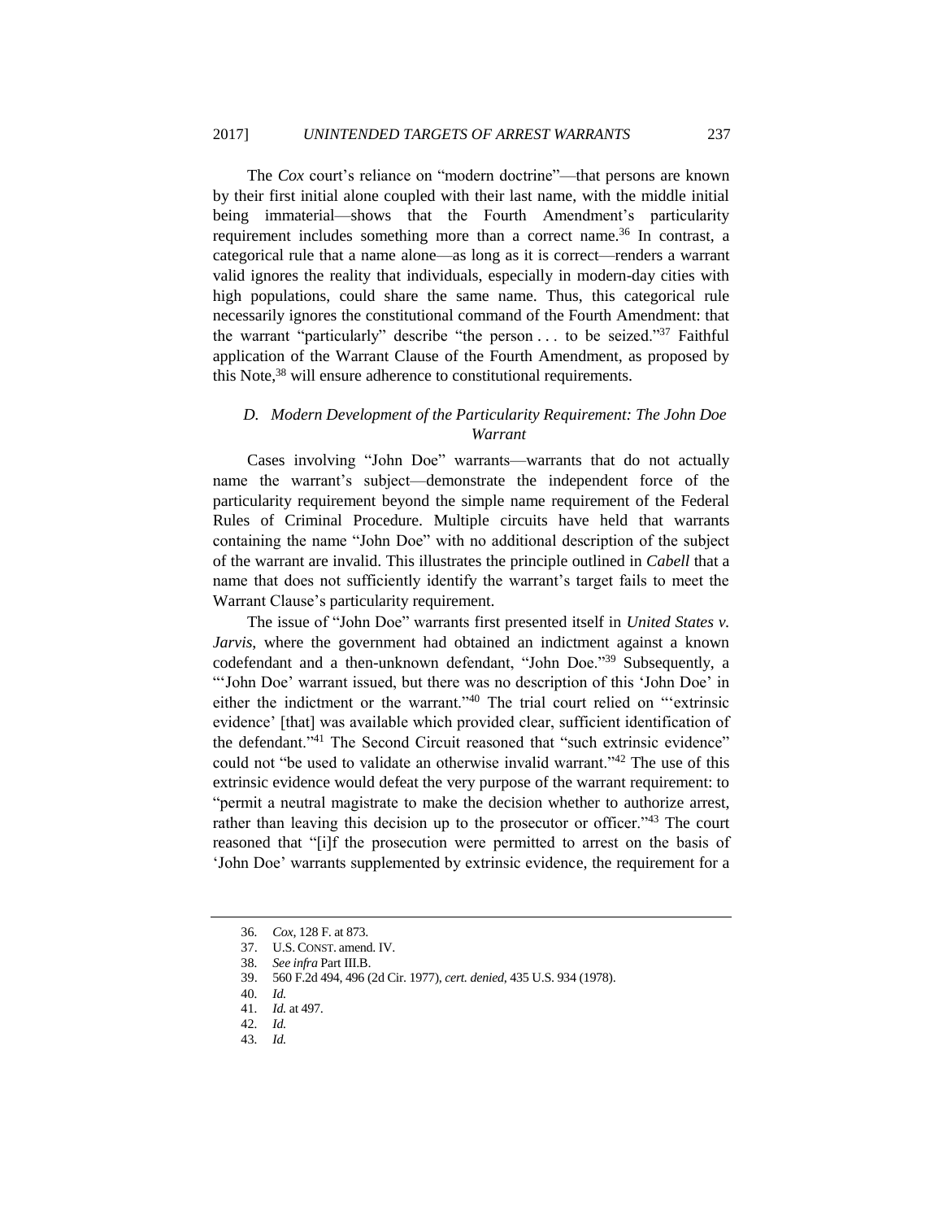The *Cox* court's reliance on "modern doctrine"—that persons are known by their first initial alone coupled with their last name, with the middle initial being immaterial—shows that the Fourth Amendment's particularity requirement includes something more than a correct name.[36] In contrast, a categorical rule that a name alone—as long as it is correct—renders a warrant valid ignores the reality that individuals, especially in modern-day cities with high populations, could share the same name. Thus, this categorical rule necessarily ignores the constitutional command of the Fourth Amendment: that the warrant "particularly" describe "the person . . . to be seized."[37] Faithful application of the Warrant Clause of the Fourth Amendment, as proposed by this Note,[38] will ensure adherence to constitutional requirements.

### *D. Modern Development of the Particularity Requirement: The John Doe Warrant*

Cases involving "John Doe" warrants—warrants that do not actually name the warrant's subject—demonstrate the independent force of the particularity requirement beyond the simple name requirement of the Federal Rules of Criminal Procedure. Multiple circuits have held that warrants containing the name "John Doe" with no additional description of the subject of the warrant are invalid. This illustrates the principle outlined in *Cabell* that a name that does not sufficiently identify the warrant's target fails to meet the Warrant Clause's particularity requirement.

The issue of "John Doe" warrants first presented itself in *United States v. Jarvis*, where the government had obtained an indictment against a known codefendant and a then-unknown defendant, "John Doe."[39] Subsequently, a "'John Doe' warrant issued, but there was no description of this 'John Doe' in either the indictment or the warrant."[40] The trial court relied on "'extrinsic evidence' [that] was available which provided clear, sufficient identification of the defendant."[41] The Second Circuit reasoned that "such extrinsic evidence" could not "be used to validate an otherwise invalid warrant."[42] The use of this extrinsic evidence would defeat the very purpose of the warrant requirement: to "permit a neutral magistrate to make the decision whether to authorize arrest, rather than leaving this decision up to the prosecutor or officer."[43] The court reasoned that "[i]f the prosecution were permitted to arrest on the basis of 'John Doe' warrants supplemented by extrinsic evidence, the requirement for a

---

36. *Cox*, 128 F. at 873.
37. U.S. CONST. amend. IV.
38. *See infra* Part III.B.
39. 560 F.2d 494, 496 (2d Cir. 1977), *cert. denied*, 435 U.S. 934 (1978).
40. *Id.*
41. *Id.* at 497.
42. *Id.*
43. *Id.*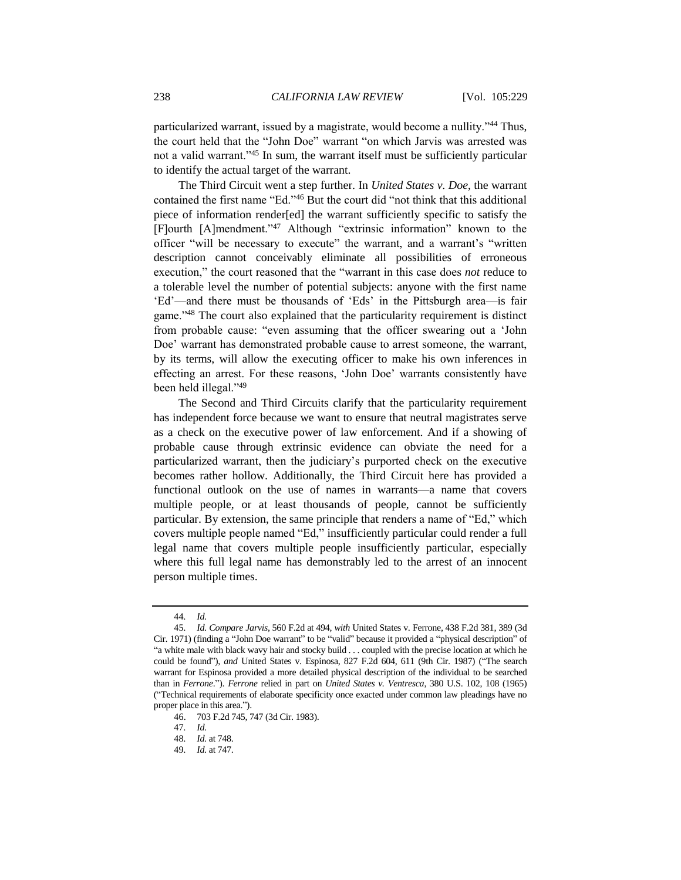particularized warrant, issued by a magistrate, would become a nullity."[44] Thus, the court held that the "John Doe" warrant "on which Jarvis was arrested was not a valid warrant."[45] In sum, the warrant itself must be sufficiently particular to identify the actual target of the warrant.

The Third Circuit went a step further. In *United States v. Doe*, the warrant contained the first name "Ed."[46] But the court did "not think that this additional piece of information render[ed] the warrant sufficiently specific to satisfy the [F]ourth [A]mendment."[47] Although "extrinsic information" known to the officer "will be necessary to execute" the warrant, and a warrant's "written description cannot conceivably eliminate all possibilities of erroneous execution," the court reasoned that the "warrant in this case does *not* reduce to a tolerable level the number of potential subjects: anyone with the first name 'Ed'—and there must be thousands of 'Eds' in the Pittsburgh area—is fair game."[48] The court also explained that the particularity requirement is distinct from probable cause: "even assuming that the officer swearing out a 'John Doe' warrant has demonstrated probable cause to arrest someone, the warrant, by its terms, will allow the executing officer to make his own inferences in effecting an arrest. For these reasons, 'John Doe' warrants consistently have been held illegal."[49]

The Second and Third Circuits clarify that the particularity requirement has independent force because we want to ensure that neutral magistrates serve as a check on the executive power of law enforcement. And if a showing of probable cause through extrinsic evidence can obviate the need for a particularized warrant, then the judiciary's purported check on the executive becomes rather hollow. Additionally, the Third Circuit here has provided a functional outlook on the use of names in warrants—a name that covers multiple people, or at least thousands of people, cannot be sufficiently particular. By extension, the same principle that renders a name of "Ed," which covers multiple people named "Ed," insufficiently particular could render a full legal name that covers multiple people insufficiently particular, especially where this full legal name has demonstrably led to the arrest of an innocent person multiple times.

---

44. *Id.*

45. *Id. Compare Jarvis*, 560 F.2d at 494, *with* United States v. Ferrone, 438 F.2d 381, 389 (3d Cir. 1971) (finding a "John Doe warrant" to be "valid" because it provided a "physical description" of "a white male with black wavy hair and stocky build . . . coupled with the precise location at which he could be found"), *and* United States v. Espinosa, 827 F.2d 604, 611 (9th Cir. 1987) ("The search warrant for Espinosa provided a more detailed physical description of the individual to be searched than in *Ferrone*."). *Ferrone* relied in part on *United States v. Ventresca*, 380 U.S. 102, 108 (1965) ("Technical requirements of elaborate specificity once exacted under common law pleadings have no proper place in this area.").

46. 703 F.2d 745, 747 (3d Cir. 1983).

47. *Id.*

48. *Id.* at 748.

49. *Id.* at 747.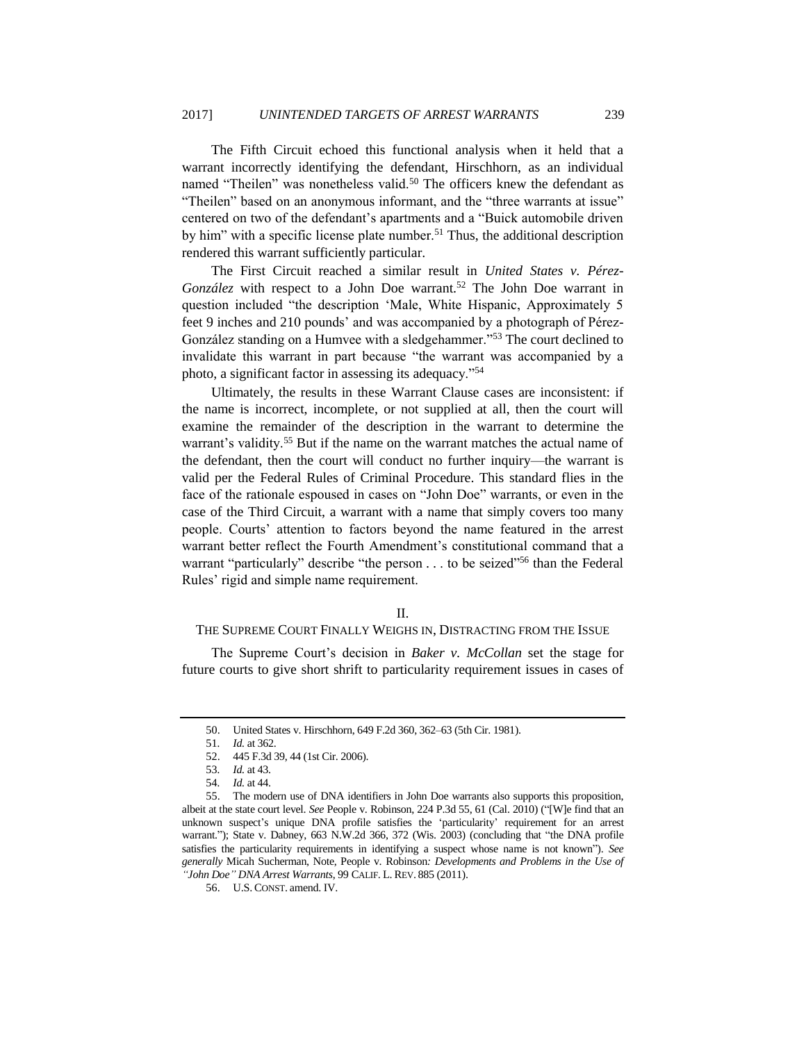The Fifth Circuit echoed this functional analysis when it held that a warrant incorrectly identifying the defendant, Hirschhorn, as an individual named "Theilen" was nonetheless valid.[50] The officers knew the defendant as "Theilen" based on an anonymous informant, and the "three warrants at issue" centered on two of the defendant's apartments and a "Buick automobile driven by him" with a specific license plate number.[51] Thus, the additional description rendered this warrant sufficiently particular.

The First Circuit reached a similar result in *United States v. Pérez-González* with respect to a John Doe warrant.[52] The John Doe warrant in question included "the description 'Male, White Hispanic, Approximately 5 feet 9 inches and 210 pounds' and was accompanied by a photograph of Pérez-González standing on a Humvee with a sledgehammer."[53] The court declined to invalidate this warrant in part because "the warrant was accompanied by a photo, a significant factor in assessing its adequacy."[54]

Ultimately, the results in these Warrant Clause cases are inconsistent: if the name is incorrect, incomplete, or not supplied at all, then the court will examine the remainder of the description in the warrant to determine the warrant's validity.[55] But if the name on the warrant matches the actual name of the defendant, then the court will conduct no further inquiry—the warrant is valid per the Federal Rules of Criminal Procedure. This standard flies in the face of the rationale espoused in cases on "John Doe" warrants, or even in the case of the Third Circuit, a warrant with a name that simply covers too many people. Courts' attention to factors beyond the name featured in the arrest warrant better reflect the Fourth Amendment's constitutional command that a warrant "particularly" describe "the person . . . to be seized"[56] than the Federal Rules' rigid and simple name requirement.

## II.
## THE SUPREME COURT FINALLY WEIGHS IN, DISTRACTING FROM THE ISSUE

The Supreme Court's decision in *Baker v. McCollan* set the stage for future courts to give short shrift to particularity requirement issues in cases of

---

50. United States v. Hirschhorn, 649 F.2d 360, 362–63 (5th Cir. 1981).

51. *Id.* at 362.

52. 445 F.3d 39, 44 (1st Cir. 2006).

53. *Id.* at 43.

54. *Id.* at 44.

55. The modern use of DNA identifiers in John Doe warrants also supports this proposition, albeit at the state court level. *See* People v. Robinson, 224 P.3d 55, 61 (Cal. 2010) ("[W]e find that an unknown suspect's unique DNA profile satisfies the 'particularity' requirement for an arrest warrant."); State v. Dabney, 663 N.W.2d 366, 372 (Wis. 2003) (concluding that "the DNA profile satisfies the particularity requirements in identifying a suspect whose name is not known"). *See generally* Micah Sucherman, Note, *People v. Robinson: Developments and Problems in the Use of "John Doe" DNA Arrest Warrants*, 99 CALIF. L. REV. 885 (2011).

56. U.S. CONST. amend. IV.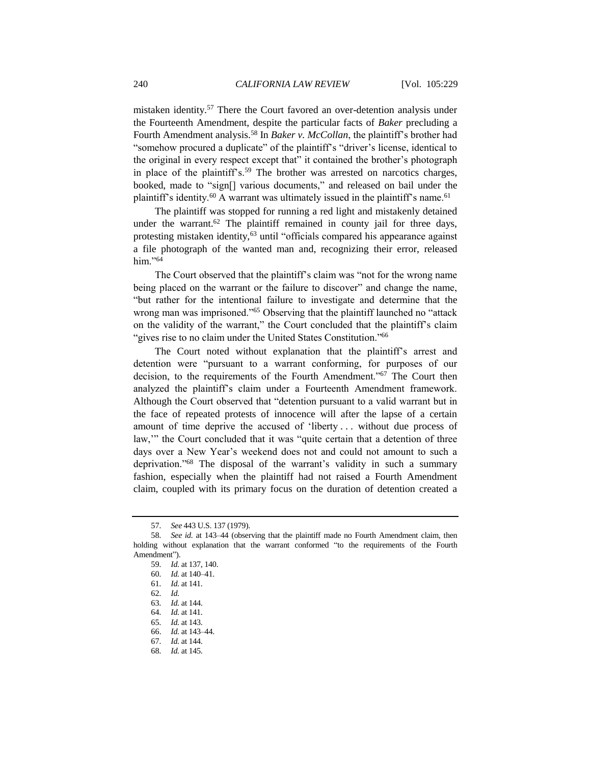mistaken identity.[57] There the Court favored an over-detention analysis under the Fourteenth Amendment, despite the particular facts of *Baker* precluding a Fourth Amendment analysis.[58] In *Baker v. McCollan*, the plaintiff's brother had "somehow procured a duplicate" of the plaintiff's "driver's license, identical to the original in every respect except that" it contained the brother's photograph in place of the plaintiff's.[59] The brother was arrested on narcotics charges, booked, made to "sign[] various documents," and released on bail under the plaintiff's identity.[60] A warrant was ultimately issued in the plaintiff's name.[61]

The plaintiff was stopped for running a red light and mistakenly detained under the warrant.[62] The plaintiff remained in county jail for three days, protesting mistaken identity,[63] until "officials compared his appearance against a file photograph of the wanted man and, recognizing their error, released him."[64]

The Court observed that the plaintiff's claim was "not for the wrong name being placed on the warrant or the failure to discover" and change the name, "but rather for the intentional failure to investigate and determine that the wrong man was imprisoned."[65] Observing that the plaintiff launched no "attack on the validity of the warrant," the Court concluded that the plaintiff's claim "gives rise to no claim under the United States Constitution."[66]

The Court noted without explanation that the plaintiff's arrest and detention were "pursuant to a warrant conforming, for purposes of our decision, to the requirements of the Fourth Amendment."[67] The Court then analyzed the plaintiff's claim under a Fourteenth Amendment framework. Although the Court observed that "detention pursuant to a valid warrant but in the face of repeated protests of innocence will after the lapse of a certain amount of time deprive the accused of 'liberty . . . without due process of law,'" the Court concluded that it was "quite certain that a detention of three days over a New Year's weekend does not and could not amount to such a deprivation."[68] The disposal of the warrant's validity in such a summary fashion, especially when the plaintiff had not raised a Fourth Amendment claim, coupled with its primary focus on the duration of detention created a

---

57. *See* 443 U.S. 137 (1979).

58. *See id.* at 143–44 (observing that the plaintiff made no Fourth Amendment claim, then holding without explanation that the warrant conformed "to the requirements of the Fourth Amendment").

59. *Id.* at 137, 140.

60. *Id.* at 140–41.

61. *Id.* at 141.

62. *Id.*

63. *Id.* at 144.

64. *Id.* at 141.

65. *Id.* at 143.

66. *Id.* at 143–44.

67. *Id.* at 144.

68. *Id.* at 145.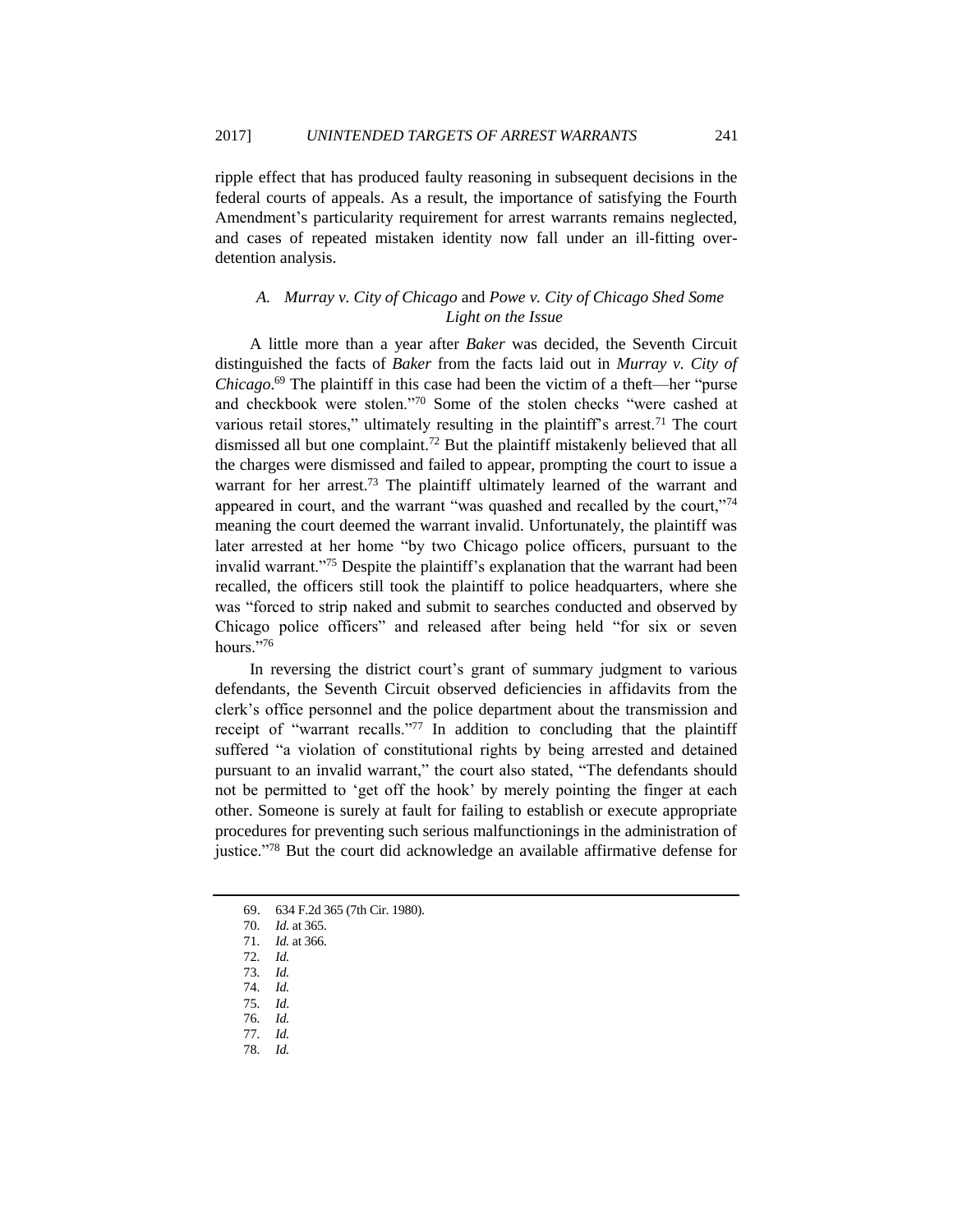ripple effect that has produced faulty reasoning in subsequent decisions in the federal courts of appeals. As a result, the importance of satisfying the Fourth Amendment's particularity requirement for arrest warrants remains neglected, and cases of repeated mistaken identity now fall under an ill-fitting over-detention analysis.

### A. *Murray v. City of Chicago* and *Powe v. City of Chicago Shed Some Light on the Issue*

A little more than a year after *Baker* was decided, the Seventh Circuit distinguished the facts of *Baker* from the facts laid out in *Murray v. City of Chicago*.[69] The plaintiff in this case had been the victim of a theft—her "purse and checkbook were stolen."[70] Some of the stolen checks "were cashed at various retail stores," ultimately resulting in the plaintiff's arrest.[71] The court dismissed all but one complaint.[72] But the plaintiff mistakenly believed that all the charges were dismissed and failed to appear, prompting the court to issue a warrant for her arrest.[73] The plaintiff ultimately learned of the warrant and appeared in court, and the warrant "was quashed and recalled by the court,"[74] meaning the court deemed the warrant invalid. Unfortunately, the plaintiff was later arrested at her home "by two Chicago police officers, pursuant to the invalid warrant."[75] Despite the plaintiff's explanation that the warrant had been recalled, the officers still took the plaintiff to police headquarters, where she was "forced to strip naked and submit to searches conducted and observed by Chicago police officers" and released after being held "for six or seven hours."[76]

In reversing the district court's grant of summary judgment to various defendants, the Seventh Circuit observed deficiencies in affidavits from the clerk's office personnel and the police department about the transmission and receipt of "warrant recalls."[77] In addition to concluding that the plaintiff suffered "a violation of constitutional rights by being arrested and detained pursuant to an invalid warrant," the court also stated, "The defendants should not be permitted to 'get off the hook' by merely pointing the finger at each other. Someone is surely at fault for failing to establish or execute appropriate procedures for preventing such serious malfunctionings in the administration of justice."[78] But the court did acknowledge an available affirmative defense for

---

69. 634 F.2d 365 (7th Cir. 1980).
70. *Id.* at 365.
71. *Id.* at 366.
72. *Id.*
73. *Id.*
74. *Id.*
75. *Id.*
76. *Id.*
77. *Id.*
78. *Id.*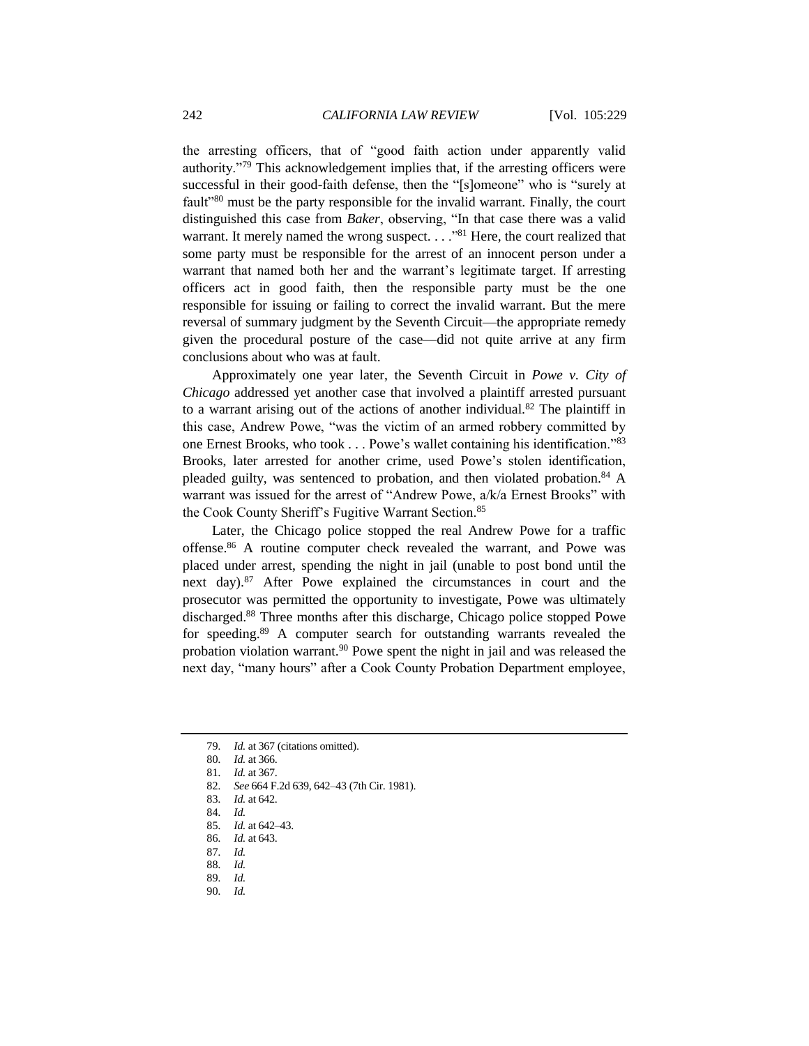the arresting officers, that of "good faith action under apparently valid authority."[79] This acknowledgement implies that, if the arresting officers were successful in their good-faith defense, then the "[s]omeone" who is "surely at fault"[80] must be the party responsible for the invalid warrant. Finally, the court distinguished this case from *Baker*, observing, "In that case there was a valid warrant. It merely named the wrong suspect. . . ."[81] Here, the court realized that some party must be responsible for the arrest of an innocent person under a warrant that named both her and the warrant's legitimate target. If arresting officers act in good faith, then the responsible party must be the one responsible for issuing or failing to correct the invalid warrant. But the mere reversal of summary judgment by the Seventh Circuit—the appropriate remedy given the procedural posture of the case—did not quite arrive at any firm conclusions about who was at fault.

Approximately one year later, the Seventh Circuit in *Powe v. City of Chicago* addressed yet another case that involved a plaintiff arrested pursuant to a warrant arising out of the actions of another individual.[82] The plaintiff in this case, Andrew Powe, "was the victim of an armed robbery committed by one Ernest Brooks, who took . . . Powe's wallet containing his identification."[83] Brooks, later arrested for another crime, used Powe's stolen identification, pleaded guilty, was sentenced to probation, and then violated probation.[84] A warrant was issued for the arrest of "Andrew Powe, a/k/a Ernest Brooks" with the Cook County Sheriff's Fugitive Warrant Section.[85]

Later, the Chicago police stopped the real Andrew Powe for a traffic offense.[86] A routine computer check revealed the warrant, and Powe was placed under arrest, spending the night in jail (unable to post bond until the next day).[87] After Powe explained the circumstances in court and the prosecutor was permitted the opportunity to investigate, Powe was ultimately discharged.[88] Three months after this discharge, Chicago police stopped Powe for speeding.[89] A computer search for outstanding warrants revealed the probation violation warrant.[90] Powe spent the night in jail and was released the next day, "many hours" after a Cook County Probation Department employee,

---

79. *Id.* at 367 (citations omitted).
80. *Id.* at 366.
81. *Id.* at 367.
82. *See* 664 F.2d 639, 642–43 (7th Cir. 1981).
83. *Id.* at 642.
84. *Id.*
85. *Id.* at 642–43.
86. *Id.* at 643.
87. *Id.*
88. *Id.*
89. *Id.*
90. *Id.*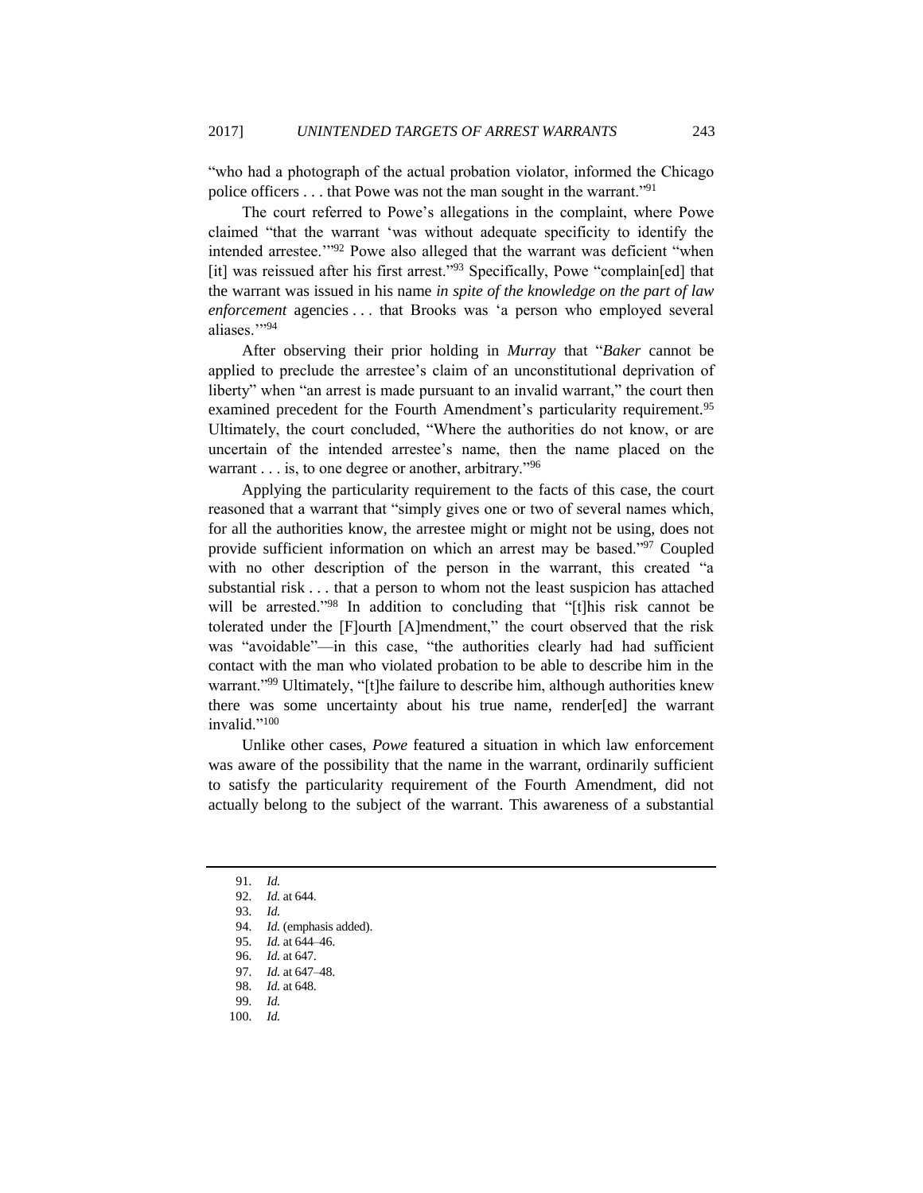"who had a photograph of the actual probation violator, informed the Chicago police officers . . . that Powe was not the man sought in the warrant."[91]

The court referred to Powe's allegations in the complaint, where Powe claimed "that the warrant 'was without adequate specificity to identify the intended arrestee.'"[92] Powe also alleged that the warrant was deficient "when [it] was reissued after his first arrest."[93] Specifically, Powe "complain[ed] that the warrant was issued in his name *in spite of the knowledge on the part of law enforcement* agencies . . . that Brooks was 'a person who employed several aliases.'"[94]

After observing their prior holding in *Murray* that "*Baker* cannot be applied to preclude the arrestee's claim of an unconstitutional deprivation of liberty" when "an arrest is made pursuant to an invalid warrant," the court then examined precedent for the Fourth Amendment's particularity requirement.[95] Ultimately, the court concluded, "Where the authorities do not know, or are uncertain of the intended arrestee's name, then the name placed on the warrant . . . is, to one degree or another, arbitrary."[96]

Applying the particularity requirement to the facts of this case, the court reasoned that a warrant that "simply gives one or two of several names which, for all the authorities know, the arrestee might or might not be using, does not provide sufficient information on which an arrest may be based."[97] Coupled with no other description of the person in the warrant, this created "a substantial risk . . . that a person to whom not the least suspicion has attached will be arrested."[98] In addition to concluding that "[t]his risk cannot be tolerated under the [F]ourth [A]mendment," the court observed that the risk was "avoidable"—in this case, "the authorities clearly had had sufficient contact with the man who violated probation to be able to describe him in the warrant."[99] Ultimately, "[t]he failure to describe him, although authorities knew there was some uncertainty about his true name, render[ed] the warrant invalid."[100]

Unlike other cases, *Powe* featured a situation in which law enforcement was aware of the possibility that the name in the warrant, ordinarily sufficient to satisfy the particularity requirement of the Fourth Amendment, did not actually belong to the subject of the warrant. This awareness of a substantial

---

91. *Id.*
92. *Id.* at 644.
93. *Id.*
94. *Id.* (emphasis added).
95. *Id.* at 644–46.
96. *Id.* at 647.
97. *Id.* at 647–48.
98. *Id.* at 648.
99. *Id.*
100. *Id.*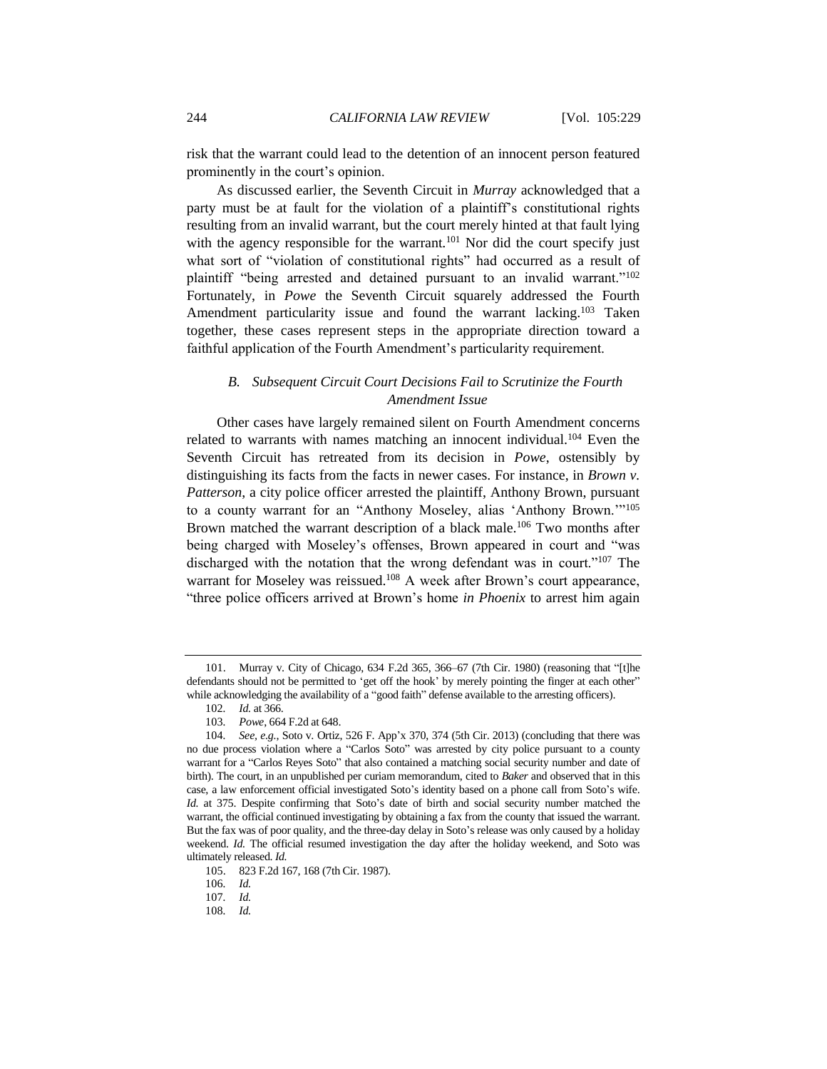risk that the warrant could lead to the detention of an innocent person featured prominently in the court's opinion.

As discussed earlier, the Seventh Circuit in *Murray* acknowledged that a party must be at fault for the violation of a plaintiff's constitutional rights resulting from an invalid warrant, but the court merely hinted at that fault lying with the agency responsible for the warrant.[101] Nor did the court specify just what sort of "violation of constitutional rights" had occurred as a result of plaintiff "being arrested and detained pursuant to an invalid warrant."[102] Fortunately, in *Powe* the Seventh Circuit squarely addressed the Fourth Amendment particularity issue and found the warrant lacking.[103] Taken together, these cases represent steps in the appropriate direction toward a faithful application of the Fourth Amendment's particularity requirement.

### *B. Subsequent Circuit Court Decisions Fail to Scrutinize the Fourth Amendment Issue*

Other cases have largely remained silent on Fourth Amendment concerns related to warrants with names matching an innocent individual.[104] Even the Seventh Circuit has retreated from its decision in *Powe*, ostensibly by distinguishing its facts from the facts in newer cases. For instance, in *Brown v. Patterson*, a city police officer arrested the plaintiff, Anthony Brown, pursuant to a county warrant for an "Anthony Moseley, alias 'Anthony Brown.'"[105] Brown matched the warrant description of a black male.[106] Two months after being charged with Moseley's offenses, Brown appeared in court and "was discharged with the notation that the wrong defendant was in court."[107] The warrant for Moseley was reissued.[108] A week after Brown's court appearance, "three police officers arrived at Brown's home *in Phoenix* to arrest him again

---

101. Murray v. City of Chicago, 634 F.2d 365, 366–67 (7th Cir. 1980) (reasoning that "[t]he defendants should not be permitted to 'get off the hook' by merely pointing the finger at each other" while acknowledging the availability of a "good faith" defense available to the arresting officers).

102. *Id.* at 366.

103. *Powe*, 664 F.2d at 648.

104. *See, e.g.*, Soto v. Ortiz, 526 F. App'x 370, 374 (5th Cir. 2013) (concluding that there was no due process violation where a "Carlos Soto" was arrested by city police pursuant to a county warrant for a "Carlos Reyes Soto" that also contained a matching social security number and date of birth). The court, in an unpublished per curiam memorandum, cited to *Baker* and observed that in this case, a law enforcement official investigated Soto's identity based on a phone call from Soto's wife. *Id.* at 375. Despite confirming that Soto's date of birth and social security number matched the warrant, the official continued investigating by obtaining a fax from the county that issued the warrant. But the fax was of poor quality, and the three-day delay in Soto's release was only caused by a holiday weekend. *Id.* The official resumed investigation the day after the holiday weekend, and Soto was ultimately released. *Id.*

105. 823 F.2d 167, 168 (7th Cir. 1987).

106. *Id.*

107. *Id.*

108. *Id.*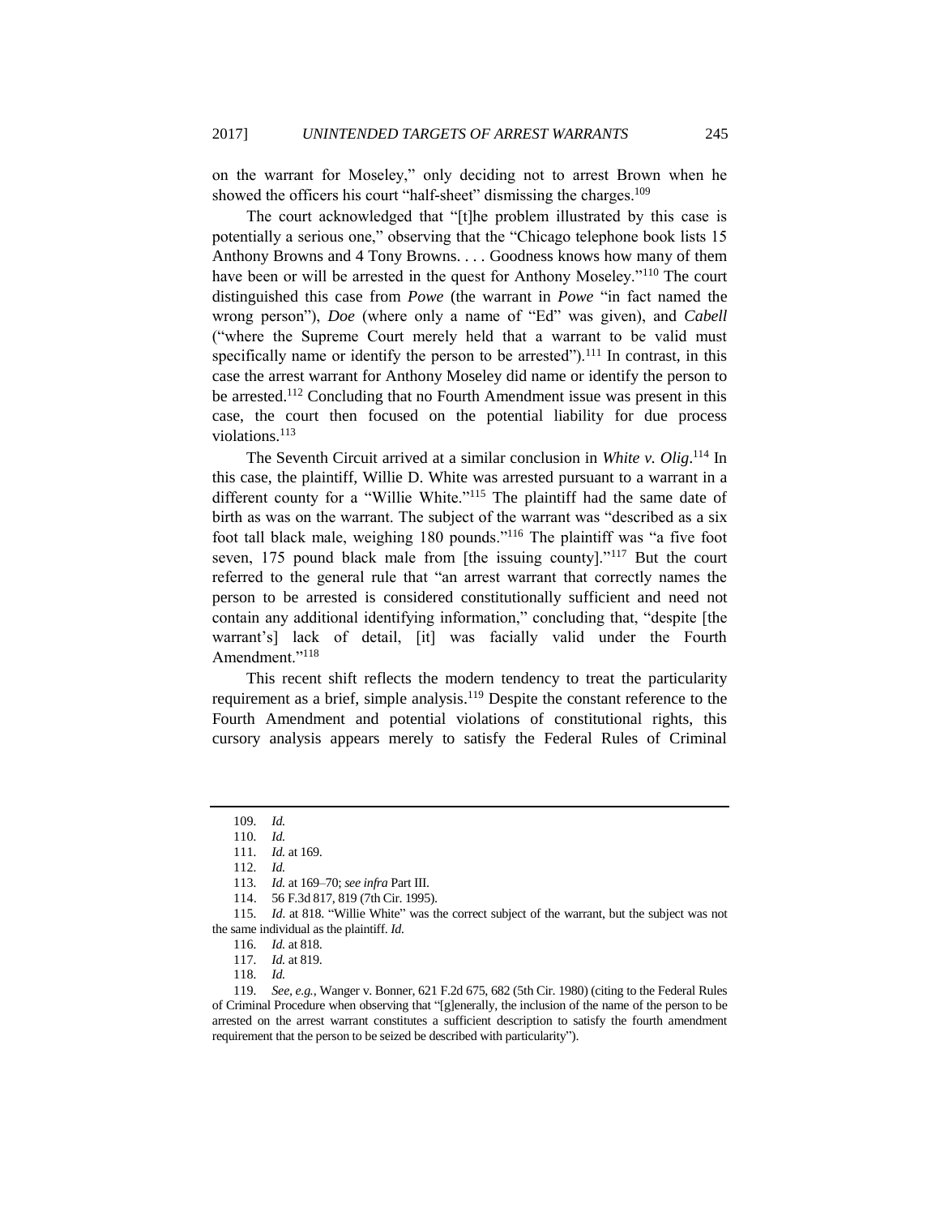on the warrant for Moseley," only deciding not to arrest Brown when he showed the officers his court "half-sheet" dismissing the charges.[109]

The court acknowledged that "[t]he problem illustrated by this case is potentially a serious one," observing that the "Chicago telephone book lists 15 Anthony Browns and 4 Tony Browns. . . . Goodness knows how many of them have been or will be arrested in the quest for Anthony Moseley."[110] The court distinguished this case from *Powe* (the warrant in *Powe* "in fact named the wrong person"), *Doe* (where only a name of "Ed" was given), and *Cabell* ("where the Supreme Court merely held that a warrant to be valid must specifically name or identify the person to be arrested").[111] In contrast, in this case the arrest warrant for Anthony Moseley did name or identify the person to be arrested.[112] Concluding that no Fourth Amendment issue was present in this case, the court then focused on the potential liability for due process violations.[113]

The Seventh Circuit arrived at a similar conclusion in *White v. Olig*.[114] In this case, the plaintiff, Willie D. White was arrested pursuant to a warrant in a different county for a "Willie White."[115] The plaintiff had the same date of birth as was on the warrant. The subject of the warrant was "described as a six foot tall black male, weighing 180 pounds."[116] The plaintiff was "a five foot seven, 175 pound black male from [the issuing county]."[117] But the court referred to the general rule that "an arrest warrant that correctly names the person to be arrested is considered constitutionally sufficient and need not contain any additional identifying information," concluding that, "despite [the warrant's] lack of detail, [it] was facially valid under the Fourth Amendment."[118]

This recent shift reflects the modern tendency to treat the particularity requirement as a brief, simple analysis.[119] Despite the constant reference to the Fourth Amendment and potential violations of constitutional rights, this cursory analysis appears merely to satisfy the Federal Rules of Criminal

---

109. *Id.*

110. *Id.*

111. *Id.* at 169.

112. *Id.*

113. *Id.* at 169–70; *see infra* Part III.

114. 56 F.3d 817, 819 (7th Cir. 1995).

115. *Id.* at 818. "Willie White" was the correct subject of the warrant, but the subject was not the same individual as the plaintiff. *Id.*

116. *Id.* at 818.

117. *Id.* at 819.

118. *Id.*

119. *See, e.g.*, Wanger v. Bonner, 621 F.2d 675, 682 (5th Cir. 1980) (citing to the Federal Rules of Criminal Procedure when observing that "[g]enerally, the inclusion of the name of the person to be arrested on the arrest warrant constitutes a sufficient description to satisfy the fourth amendment requirement that the person to be seized be described with particularity").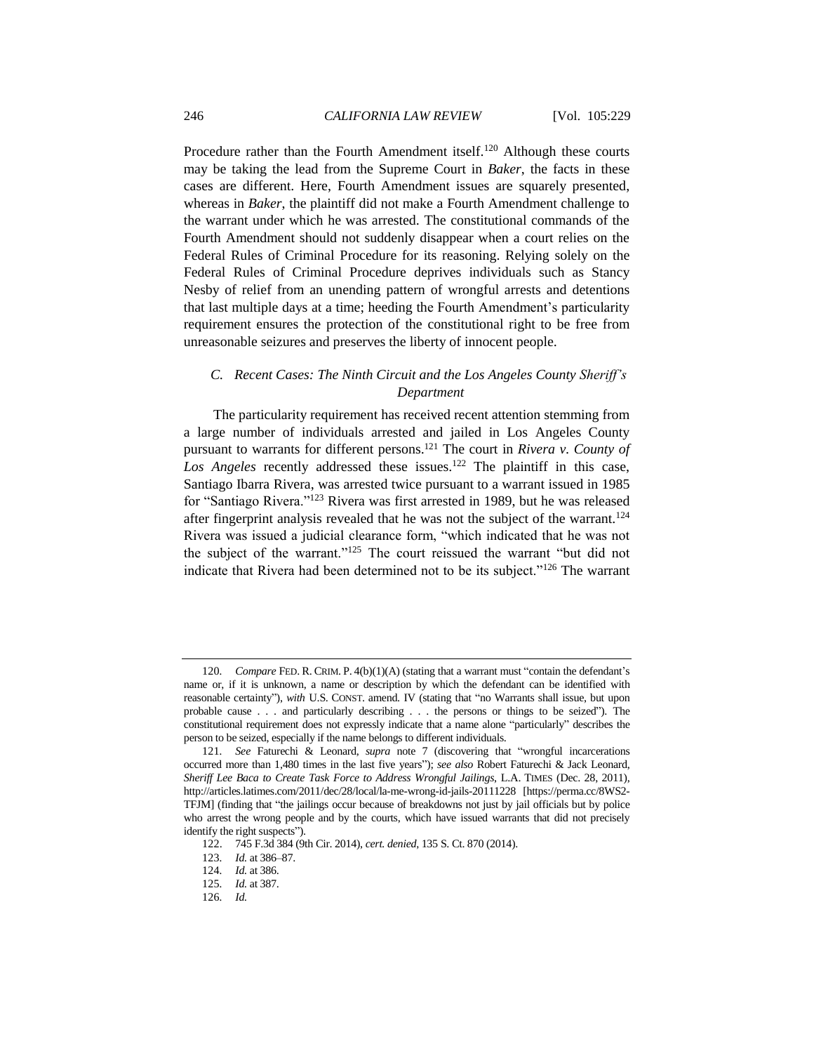Procedure rather than the Fourth Amendment itself.[120] Although these courts may be taking the lead from the Supreme Court in *Baker*, the facts in these cases are different. Here, Fourth Amendment issues are squarely presented, whereas in *Baker*, the plaintiff did not make a Fourth Amendment challenge to the warrant under which he was arrested. The constitutional commands of the Fourth Amendment should not suddenly disappear when a court relies on the Federal Rules of Criminal Procedure for its reasoning. Relying solely on the Federal Rules of Criminal Procedure deprives individuals such as Stancy Nesby of relief from an unending pattern of wrongful arrests and detentions that last multiple days at a time; heeding the Fourth Amendment's particularity requirement ensures the protection of the constitutional right to be free from unreasonable seizures and preserves the liberty of innocent people.

### *C. Recent Cases: The Ninth Circuit and the Los Angeles County Sheriff's Department*

The particularity requirement has received recent attention stemming from a large number of individuals arrested and jailed in Los Angeles County pursuant to warrants for different persons.[121] The court in *Rivera v. County of Los Angeles* recently addressed these issues.[122] The plaintiff in this case, Santiago Ibarra Rivera, was arrested twice pursuant to a warrant issued in 1985 for "Santiago Rivera."[123] Rivera was first arrested in 1989, but he was released after fingerprint analysis revealed that he was not the subject of the warrant.[124] Rivera was issued a judicial clearance form, "which indicated that he was not the subject of the warrant."[125] The court reissued the warrant "but did not indicate that Rivera had been determined not to be its subject."[126] The warrant

---

120. *Compare* FED. R. CRIM. P. 4(b)(1)(A) (stating that a warrant must "contain the defendant's name or, if it is unknown, a name or description by which the defendant can be identified with reasonable certainty"), *with* U.S. CONST. amend. IV (stating that "no Warrants shall issue, but upon probable cause . . . and particularly describing . . . the persons or things to be seized"). The constitutional requirement does not expressly indicate that a name alone "particularly" describes the person to be seized, especially if the name belongs to different individuals.

121. *See* Faturechi & Leonard, *supra* note 7 (discovering that "wrongful incarcerations occurred more than 1,480 times in the last five years"); *see also* Robert Faturechi & Jack Leonard, *Sheriff Lee Baca to Create Task Force to Address Wrongful Jailings*, L.A. TIMES (Dec. 28, 2011), http://articles.latimes.com/2011/dec/28/local/la-me-wrong-id-jails-20111228 [https://perma.cc/8WS2-TFJM] (finding that "the jailings occur because of breakdowns not just by jail officials but by police who arrest the wrong people and by the courts, which have issued warrants that did not precisely identify the right suspects").

122. 745 F.3d 384 (9th Cir. 2014), *cert. denied*, 135 S. Ct. 870 (2014).

123. *Id.* at 386–87.

124. *Id.* at 386.

125. *Id.* at 387.

126. *Id.*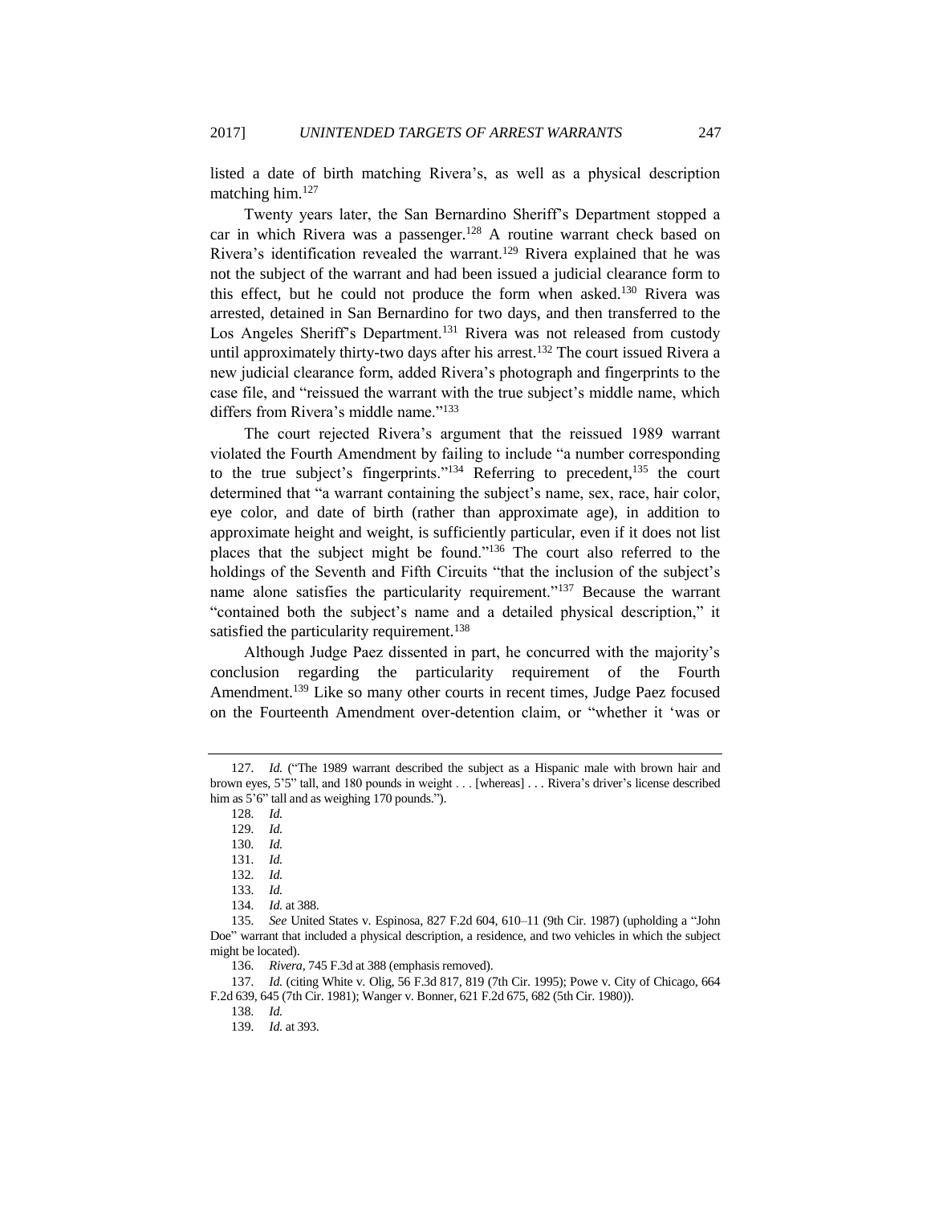listed a date of birth matching Rivera's, as well as a physical description matching him.[127]

Twenty years later, the San Bernardino Sheriff's Department stopped a car in which Rivera was a passenger.[128] A routine warrant check based on Rivera's identification revealed the warrant.[129] Rivera explained that he was not the subject of the warrant and had been issued a judicial clearance form to this effect, but he could not produce the form when asked.[130] Rivera was arrested, detained in San Bernardino for two days, and then transferred to the Los Angeles Sheriff's Department.[131] Rivera was not released from custody until approximately thirty-two days after his arrest.[132] The court issued Rivera a new judicial clearance form, added Rivera's photograph and fingerprints to the case file, and "reissued the warrant with the true subject's middle name, which differs from Rivera's middle name."[133]

The court rejected Rivera's argument that the reissued 1989 warrant violated the Fourth Amendment by failing to include "a number corresponding to the true subject's fingerprints."[134] Referring to precedent,[135] the court determined that "a warrant containing the subject's name, sex, race, hair color, eye color, and date of birth (rather than approximate age), in addition to approximate height and weight, is sufficiently particular, even if it does not list places that the subject might be found."[136] The court also referred to the holdings of the Seventh and Fifth Circuits "that the inclusion of the subject's name alone satisfies the particularity requirement."[137] Because the warrant "contained both the subject's name and a detailed physical description," it satisfied the particularity requirement.[138]

Although Judge Paez dissented in part, he concurred with the majority's conclusion regarding the particularity requirement of the Fourth Amendment.[139] Like so many other courts in recent times, Judge Paez focused on the Fourteenth Amendment over-detention claim, or "whether it 'was or

---

127. *Id.* ("The 1989 warrant described the subject as a Hispanic male with brown hair and brown eyes, 5'5" tall, and 180 pounds in weight . . . [whereas] . . . Rivera's driver's license described him as 5'6" tall and as weighing 170 pounds.").

128. *Id.*

129. *Id.*

130. *Id.*

131. *Id.*

132. *Id.*

133. *Id.*

134. *Id.* at 388.

135. *See* United States v. Espinosa, 827 F.2d 604, 610–11 (9th Cir. 1987) (upholding a "John Doe" warrant that included a physical description, a residence, and two vehicles in which the subject might be located).

136. *Rivera*, 745 F.3d at 388 (emphasis removed).

137. *Id.* (citing White v. Olig, 56 F.3d 817, 819 (7th Cir. 1995); Powe v. City of Chicago, 664 F.2d 639, 645 (7th Cir. 1981); Wanger v. Bonner, 621 F.2d 675, 682 (5th Cir. 1980)).

138. *Id.*

139. *Id.* at 393.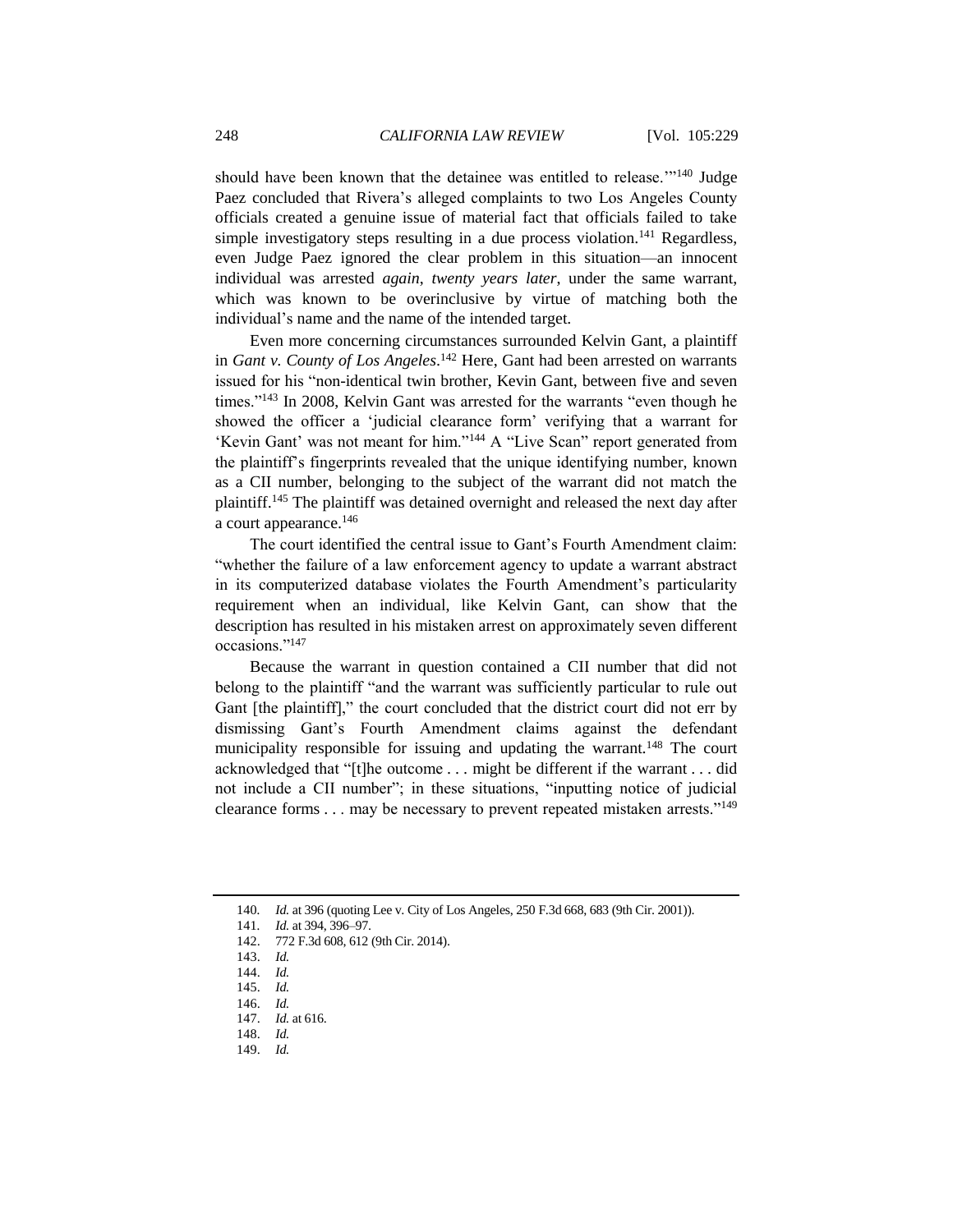should have been known that the detainee was entitled to release.'"[140] Judge Paez concluded that Rivera's alleged complaints to two Los Angeles County officials created a genuine issue of material fact that officials failed to take simple investigatory steps resulting in a due process violation.[141] Regardless, even Judge Paez ignored the clear problem in this situation—an innocent individual was arrested *again*, *twenty years later*, under the same warrant, which was known to be overinclusive by virtue of matching both the individual's name and the name of the intended target.

Even more concerning circumstances surrounded Kelvin Gant, a plaintiff in *Gant v. County of Los Angeles*.[142] Here, Gant had been arrested on warrants issued for his "non-identical twin brother, Kevin Gant, between five and seven times."[143] In 2008, Kelvin Gant was arrested for the warrants "even though he showed the officer a 'judicial clearance form' verifying that a warrant for 'Kevin Gant' was not meant for him."[144] A "Live Scan" report generated from the plaintiff's fingerprints revealed that the unique identifying number, known as a CII number, belonging to the subject of the warrant did not match the plaintiff.[145] The plaintiff was detained overnight and released the next day after a court appearance.[146]

The court identified the central issue to Gant's Fourth Amendment claim: "whether the failure of a law enforcement agency to update a warrant abstract in its computerized database violates the Fourth Amendment's particularity requirement when an individual, like Kelvin Gant, can show that the description has resulted in his mistaken arrest on approximately seven different occasions."[147]

Because the warrant in question contained a CII number that did not belong to the plaintiff "and the warrant was sufficiently particular to rule out Gant [the plaintiff]," the court concluded that the district court did not err by dismissing Gant's Fourth Amendment claims against the defendant municipality responsible for issuing and updating the warrant.[148] The court acknowledged that "[t]he outcome . . . might be different if the warrant . . . did not include a CII number"; in these situations, "inputting notice of judicial clearance forms . . . may be necessary to prevent repeated mistaken arrests."[149]

---

140. *Id.* at 396 (quoting Lee v. City of Los Angeles, 250 F.3d 668, 683 (9th Cir. 2001)).

141. *Id.* at 394, 396–97.

142. 772 F.3d 608, 612 (9th Cir. 2014).

143. *Id.*

144. *Id.*

145. *Id.*

146. *Id.*

147. *Id.* at 616.

148. *Id.*

149. *Id.*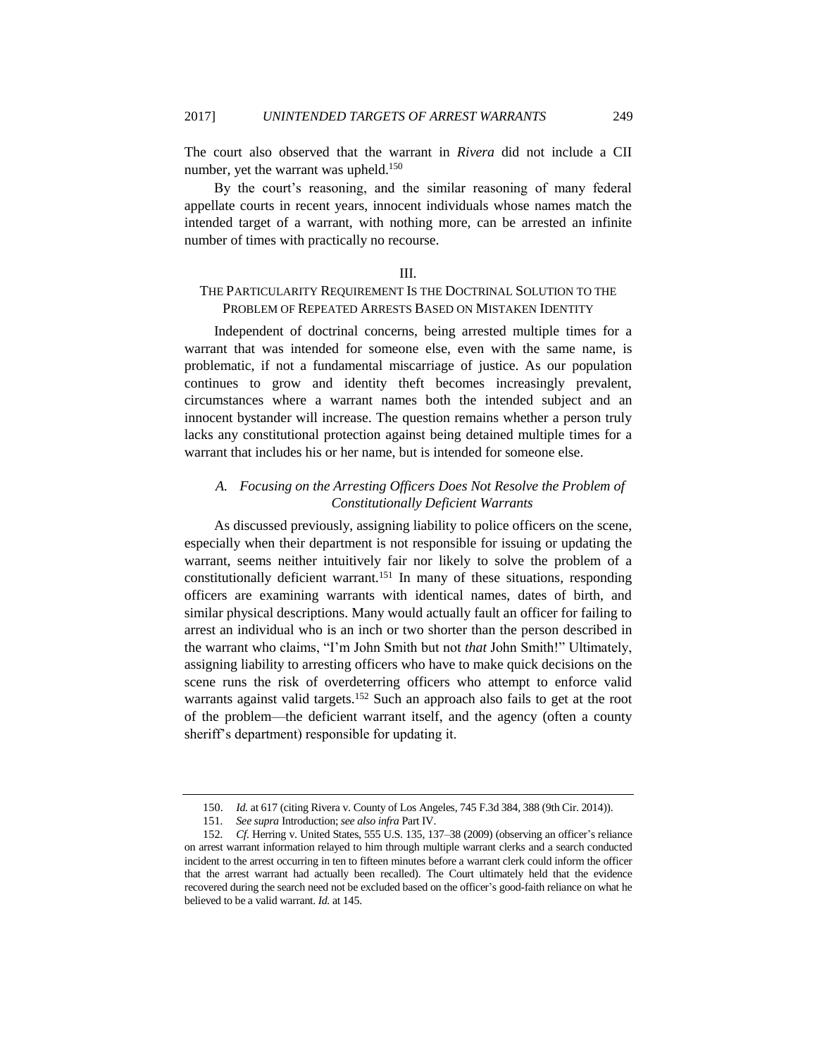The court also observed that the warrant in *Rivera* did not include a CII number, yet the warrant was upheld.[150]

By the court's reasoning, and the similar reasoning of many federal appellate courts in recent years, innocent individuals whose names match the intended target of a warrant, with nothing more, can be arrested an infinite number of times with practically no recourse.

## III.
## THE PARTICULARITY REQUIREMENT IS THE DOCTRINAL SOLUTION TO THE PROBLEM OF REPEATED ARRESTS BASED ON MISTAKEN IDENTITY

Independent of doctrinal concerns, being arrested multiple times for a warrant that was intended for someone else, even with the same name, is problematic, if not a fundamental miscarriage of justice. As our population continues to grow and identity theft becomes increasingly prevalent, circumstances where a warrant names both the intended subject and an innocent bystander will increase. The question remains whether a person truly lacks any constitutional protection against being detained multiple times for a warrant that includes his or her name, but is intended for someone else.

### *A. Focusing on the Arresting Officers Does Not Resolve the Problem of Constitutionally Deficient Warrants*

As discussed previously, assigning liability to police officers on the scene, especially when their department is not responsible for issuing or updating the warrant, seems neither intuitively fair nor likely to solve the problem of a constitutionally deficient warrant.[151] In many of these situations, responding officers are examining warrants with identical names, dates of birth, and similar physical descriptions. Many would actually fault an officer for failing to arrest an individual who is an inch or two shorter than the person described in the warrant who claims, "I'm John Smith but not *that* John Smith!" Ultimately, assigning liability to arresting officers who have to make quick decisions on the scene runs the risk of overdeterring officers who attempt to enforce valid warrants against valid targets.[152] Such an approach also fails to get at the root of the problem—the deficient warrant itself, and the agency (often a county sheriff's department) responsible for updating it.

---

150. *Id.* at 617 (citing Rivera v. County of Los Angeles, 745 F.3d 384, 388 (9th Cir. 2014)).

151. *See supra* Introduction; *see also infra* Part IV.

152. *Cf.* Herring v. United States, 555 U.S. 135, 137–38 (2009) (observing an officer's reliance on arrest warrant information relayed to him through multiple warrant clerks and a search conducted incident to the arrest occurring in ten to fifteen minutes before a warrant clerk could inform the officer that the arrest warrant had actually been recalled). The Court ultimately held that the evidence recovered during the search need not be excluded based on the officer's good-faith reliance on what he believed to be a valid warrant. *Id.* at 145.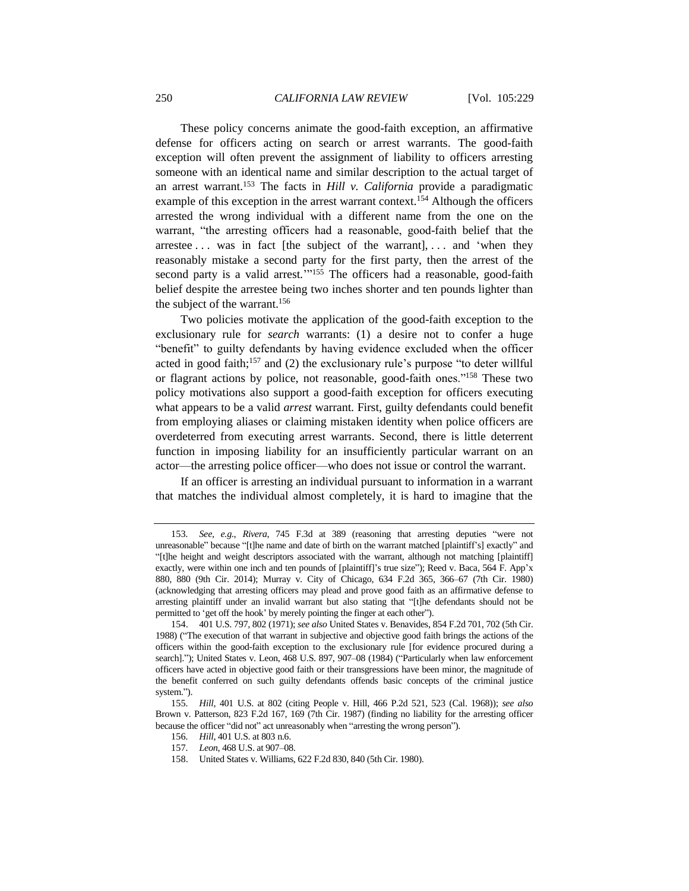These policy concerns animate the good-faith exception, an affirmative defense for officers acting on search or arrest warrants. The good-faith exception will often prevent the assignment of liability to officers arresting someone with an identical name and similar description to the actual target of an arrest warrant.[153] The facts in *Hill v. California* provide a paradigmatic example of this exception in the arrest warrant context.[154] Although the officers arrested the wrong individual with a different name from the one on the warrant, "the arresting officers had a reasonable, good-faith belief that the arrestee . . . was in fact [the subject of the warrant], . . . and 'when they reasonably mistake a second party for the first party, then the arrest of the second party is a valid arrest.'"[155] The officers had a reasonable, good-faith belief despite the arrestee being two inches shorter and ten pounds lighter than the subject of the warrant.[156]

Two policies motivate the application of the good-faith exception to the exclusionary rule for *search* warrants: (1) a desire not to confer a huge "benefit" to guilty defendants by having evidence excluded when the officer acted in good faith;[157] and (2) the exclusionary rule's purpose "to deter willful or flagrant actions by police, not reasonable, good-faith ones."[158] These two policy motivations also support a good-faith exception for officers executing what appears to be a valid *arrest* warrant. First, guilty defendants could benefit from employing aliases or claiming mistaken identity when police officers are overdeterred from executing arrest warrants. Second, there is little deterrent function in imposing liability for an insufficiently particular warrant on an actor—the arresting police officer—who does not issue or control the warrant.

If an officer is arresting an individual pursuant to information in a warrant that matches the individual almost completely, it is hard to imagine that the

---

153. *See, e.g.*, *Rivera*, 745 F.3d at 389 (reasoning that arresting deputies "were not unreasonable" because "[t]he name and date of birth on the warrant matched [plaintiff's] exactly" and "[t]he height and weight descriptors associated with the warrant, although not matching [plaintiff] exactly, were within one inch and ten pounds of [plaintiff]'s true size"); Reed v. Baca, 564 F. App'x 880, 880 (9th Cir. 2014); Murray v. City of Chicago, 634 F.2d 365, 366–67 (7th Cir. 1980) (acknowledging that arresting officers may plead and prove good faith as an affirmative defense to arresting plaintiff under an invalid warrant but also stating that "[t]he defendants should not be permitted to 'get off the hook' by merely pointing the finger at each other").

154. 401 U.S. 797, 802 (1971); *see also* United States v. Benavides, 854 F.2d 701, 702 (5th Cir. 1988) ("The execution of that warrant in subjective and objective good faith brings the actions of the officers within the good-faith exception to the exclusionary rule [for evidence procured during a search]."); United States v. Leon, 468 U.S. 897, 907–08 (1984) ("Particularly when law enforcement officers have acted in objective good faith or their transgressions have been minor, the magnitude of the benefit conferred on such guilty defendants offends basic concepts of the criminal justice system.").

155. *Hill*, 401 U.S. at 802 (citing People v. Hill, 466 P.2d 521, 523 (Cal. 1968)); *see also* Brown v. Patterson, 823 F.2d 167, 169 (7th Cir. 1987) (finding no liability for the arresting officer because the officer "did not" act unreasonably when "arresting the wrong person").

156. *Hill*, 401 U.S. at 803 n.6.

157. *Leon*, 468 U.S. at 907–08.

158. United States v. Williams, 622 F.2d 830, 840 (5th Cir. 1980).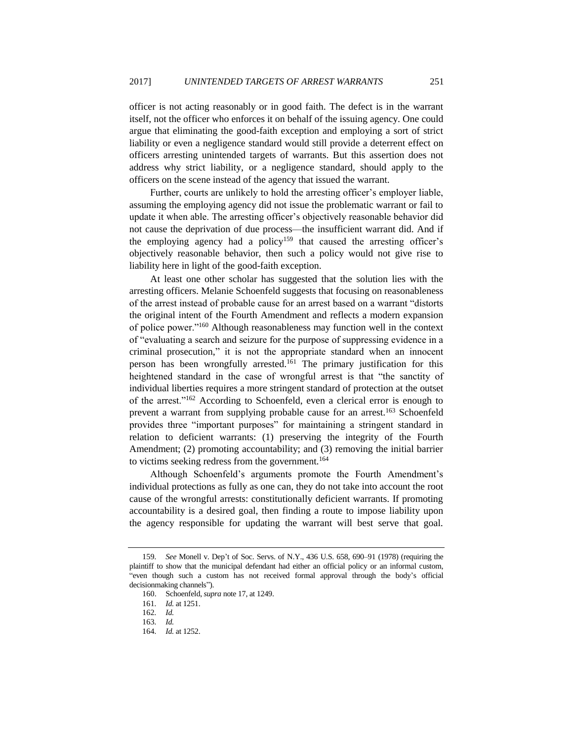officer is not acting reasonably or in good faith. The defect is in the warrant itself, not the officer who enforces it on behalf of the issuing agency. One could argue that eliminating the good-faith exception and employing a sort of strict liability or even a negligence standard would still provide a deterrent effect on officers arresting unintended targets of warrants. But this assertion does not address why strict liability, or a negligence standard, should apply to the officers on the scene instead of the agency that issued the warrant.

Further, courts are unlikely to hold the arresting officer's employer liable, assuming the employing agency did not issue the problematic warrant or fail to update it when able. The arresting officer's objectively reasonable behavior did not cause the deprivation of due process—the insufficient warrant did. And if the employing agency had a policy[159] that caused the arresting officer's objectively reasonable behavior, then such a policy would not give rise to liability here in light of the good-faith exception.

At least one other scholar has suggested that the solution lies with the arresting officers. Melanie Schoenfeld suggests that focusing on reasonableness of the arrest instead of probable cause for an arrest based on a warrant "distorts the original intent of the Fourth Amendment and reflects a modern expansion of police power."[160] Although reasonableness may function well in the context of "evaluating a search and seizure for the purpose of suppressing evidence in a criminal prosecution," it is not the appropriate standard when an innocent person has been wrongfully arrested.[161] The primary justification for this heightened standard in the case of wrongful arrest is that "the sanctity of individual liberties requires a more stringent standard of protection at the outset of the arrest."[162] According to Schoenfeld, even a clerical error is enough to prevent a warrant from supplying probable cause for an arrest.[163] Schoenfeld provides three "important purposes" for maintaining a stringent standard in relation to deficient warrants: (1) preserving the integrity of the Fourth Amendment; (2) promoting accountability; and (3) removing the initial barrier to victims seeking redress from the government.[164]

Although Schoenfeld's arguments promote the Fourth Amendment's individual protections as fully as one can, they do not take into account the root cause of the wrongful arrests: constitutionally deficient warrants. If promoting accountability is a desired goal, then finding a route to impose liability upon the agency responsible for updating the warrant will best serve that goal.

---

159. *See* Monell v. Dep't of Soc. Servs. of N.Y., 436 U.S. 658, 690–91 (1978) (requiring the plaintiff to show that the municipal defendant had either an official policy or an informal custom, "even though such a custom has not received formal approval through the body's official decisionmaking channels").

160. Schoenfeld, *supra* note 17, at 1249.

161. *Id.* at 1251.

162. *Id.*

163. *Id.*

164. *Id.* at 1252.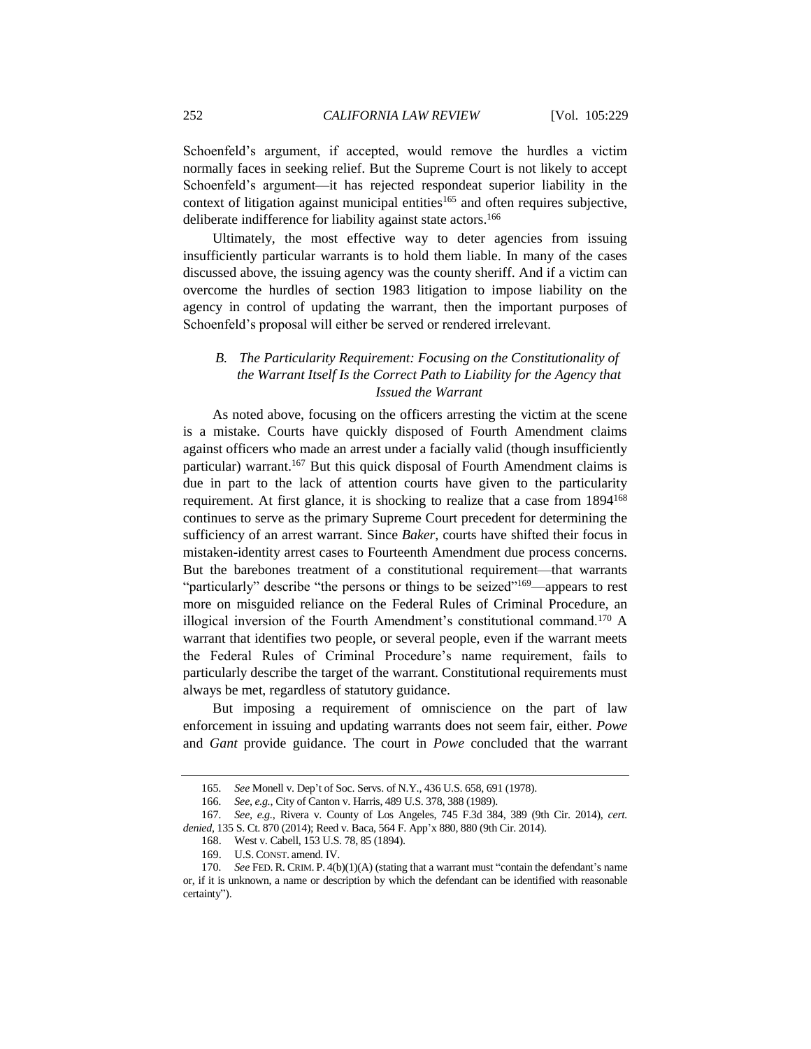Schoenfeld's argument, if accepted, would remove the hurdles a victim normally faces in seeking relief. But the Supreme Court is not likely to accept Schoenfeld's argument—it has rejected respondeat superior liability in the context of litigation against municipal entities[165] and often requires subjective, deliberate indifference for liability against state actors.[166]

Ultimately, the most effective way to deter agencies from issuing insufficiently particular warrants is to hold them liable. In many of the cases discussed above, the issuing agency was the county sheriff. And if a victim can overcome the hurdles of section 1983 litigation to impose liability on the agency in control of updating the warrant, then the important purposes of Schoenfeld's proposal will either be served or rendered irrelevant.

### *B. The Particularity Requirement: Focusing on the Constitutionality of the Warrant Itself Is the Correct Path to Liability for the Agency that Issued the Warrant*

As noted above, focusing on the officers arresting the victim at the scene is a mistake. Courts have quickly disposed of Fourth Amendment claims against officers who made an arrest under a facially valid (though insufficiently particular) warrant.[167] But this quick disposal of Fourth Amendment claims is due in part to the lack of attention courts have given to the particularity requirement. At first glance, it is shocking to realize that a case from 1894[168] continues to serve as the primary Supreme Court precedent for determining the sufficiency of an arrest warrant. Since *Baker*, courts have shifted their focus in mistaken-identity arrest cases to Fourteenth Amendment due process concerns. But the barebones treatment of a constitutional requirement—that warrants "particularly" describe "the persons or things to be seized"[169]—appears to rest more on misguided reliance on the Federal Rules of Criminal Procedure, an illogical inversion of the Fourth Amendment's constitutional command.[170] A warrant that identifies two people, or several people, even if the warrant meets the Federal Rules of Criminal Procedure's name requirement, fails to particularly describe the target of the warrant. Constitutional requirements must always be met, regardless of statutory guidance.

But imposing a requirement of omniscience on the part of law enforcement in issuing and updating warrants does not seem fair, either. *Powe* and *Gant* provide guidance. The court in *Powe* concluded that the warrant

---

165. *See* Monell v. Dep't of Soc. Servs. of N.Y., 436 U.S. 658, 691 (1978).

166. *See, e.g.*, City of Canton v. Harris, 489 U.S. 378, 388 (1989).

167. *See, e.g.*, Rivera v. County of Los Angeles, 745 F.3d 384, 389 (9th Cir. 2014), *cert. denied*, 135 S. Ct. 870 (2014); Reed v. Baca, 564 F. App'x 880, 880 (9th Cir. 2014).

168. West v. Cabell, 153 U.S. 78, 85 (1894).

169. U.S. CONST. amend. IV.

170. *See* FED. R. CRIM. P. 4(b)(1)(A) (stating that a warrant must "contain the defendant's name or, if it is unknown, a name or description by which the defendant can be identified with reasonable certainty").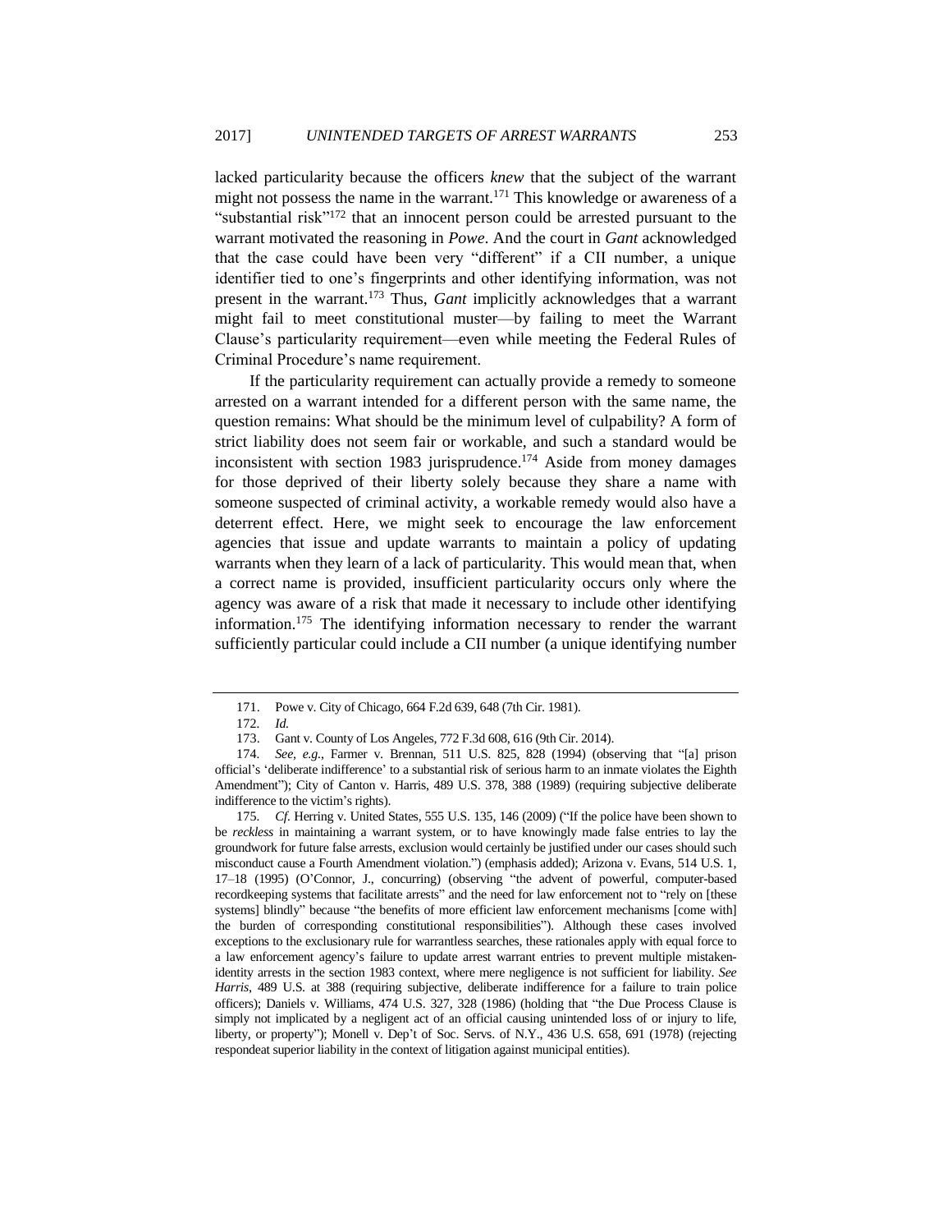lacked particularity because the officers *knew* that the subject of the warrant might not possess the name in the warrant.[171] This knowledge or awareness of a "substantial risk"[172] that an innocent person could be arrested pursuant to the warrant motivated the reasoning in *Powe*. And the court in *Gant* acknowledged that the case could have been very "different" if a CII number, a unique identifier tied to one's fingerprints and other identifying information, was not present in the warrant.[173] Thus, *Gant* implicitly acknowledges that a warrant might fail to meet constitutional muster—by failing to meet the Warrant Clause's particularity requirement—even while meeting the Federal Rules of Criminal Procedure's name requirement.

If the particularity requirement can actually provide a remedy to someone arrested on a warrant intended for a different person with the same name, the question remains: What should be the minimum level of culpability? A form of strict liability does not seem fair or workable, and such a standard would be inconsistent with section 1983 jurisprudence.[174] Aside from money damages for those deprived of their liberty solely because they share a name with someone suspected of criminal activity, a workable remedy would also have a deterrent effect. Here, we might seek to encourage the law enforcement agencies that issue and update warrants to maintain a policy of updating warrants when they learn of a lack of particularity. This would mean that, when a correct name is provided, insufficient particularity occurs only where the agency was aware of a risk that made it necessary to include other identifying information.[175] The identifying information necessary to render the warrant sufficiently particular could include a CII number (a unique identifying number

---

171. Powe v. City of Chicago, 664 F.2d 639, 648 (7th Cir. 1981).

172. *Id.*

173. Gant v. County of Los Angeles, 772 F.3d 608, 616 (9th Cir. 2014).

174. *See, e.g.*, Farmer v. Brennan, 511 U.S. 825, 828 (1994) (observing that "[a] prison official's 'deliberate indifference' to a substantial risk of serious harm to an inmate violates the Eighth Amendment"); City of Canton v. Harris, 489 U.S. 378, 388 (1989) (requiring subjective deliberate indifference to the victim's rights).

175. *Cf.* Herring v. United States, 555 U.S. 135, 146 (2009) ("If the police have been shown to be *reckless* in maintaining a warrant system, or to have knowingly made false entries to lay the groundwork for future false arrests, exclusion would certainly be justified under our cases should such misconduct cause a Fourth Amendment violation.") (emphasis added); Arizona v. Evans, 514 U.S. 1, 17–18 (1995) (O'Connor, J., concurring) (observing "the advent of powerful, computer-based recordkeeping systems that facilitate arrests" and the need for law enforcement not to "rely on [these systems] blindly" because "the benefits of more efficient law enforcement mechanisms [come with] the burden of corresponding constitutional responsibilities"). Although these cases involved exceptions to the exclusionary rule for warrantless searches, these rationales apply with equal force to a law enforcement agency's failure to update arrest warrant entries to prevent multiple mistaken-identity arrests in the section 1983 context, where mere negligence is not sufficient for liability. *See Harris*, 489 U.S. at 388 (requiring subjective, deliberate indifference for a failure to train police officers); Daniels v. Williams, 474 U.S. 327, 328 (1986) (holding that "the Due Process Clause is simply not implicated by a negligent act of an official causing unintended loss of or injury to life, liberty, or property"); Monell v. Dep't of Soc. Servs. of N.Y., 436 U.S. 658, 691 (1978) (rejecting respondeat superior liability in the context of litigation against municipal entities).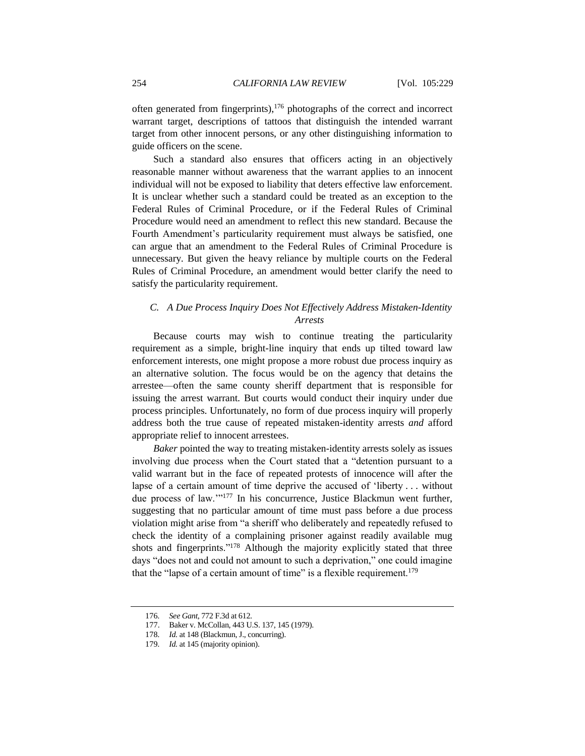often generated from fingerprints),[176] photographs of the correct and incorrect warrant target, descriptions of tattoos that distinguish the intended warrant target from other innocent persons, or any other distinguishing information to guide officers on the scene.

Such a standard also ensures that officers acting in an objectively reasonable manner without awareness that the warrant applies to an innocent individual will not be exposed to liability that deters effective law enforcement. It is unclear whether such a standard could be treated as an exception to the Federal Rules of Criminal Procedure, or if the Federal Rules of Criminal Procedure would need an amendment to reflect this new standard. Because the Fourth Amendment's particularity requirement must always be satisfied, one can argue that an amendment to the Federal Rules of Criminal Procedure is unnecessary. But given the heavy reliance by multiple courts on the Federal Rules of Criminal Procedure, an amendment would better clarify the need to satisfy the particularity requirement.

### *C. A Due Process Inquiry Does Not Effectively Address Mistaken-Identity Arrests*

Because courts may wish to continue treating the particularity requirement as a simple, bright-line inquiry that ends up tilted toward law enforcement interests, one might propose a more robust due process inquiry as an alternative solution. The focus would be on the agency that detains the arrestee—often the same county sheriff department that is responsible for issuing the arrest warrant. But courts would conduct their inquiry under due process principles. Unfortunately, no form of due process inquiry will properly address both the true cause of repeated mistaken-identity arrests *and* afford appropriate relief to innocent arrestees.

*Baker* pointed the way to treating mistaken-identity arrests solely as issues involving due process when the Court stated that a "detention pursuant to a valid warrant but in the face of repeated protests of innocence will after the lapse of a certain amount of time deprive the accused of 'liberty . . . without due process of law.'"[177] In his concurrence, Justice Blackmun went further, suggesting that no particular amount of time must pass before a due process violation might arise from "a sheriff who deliberately and repeatedly refused to check the identity of a complaining prisoner against readily available mug shots and fingerprints."[178] Although the majority explicitly stated that three days "does not and could not amount to such a deprivation," one could imagine that the "lapse of a certain amount of time" is a flexible requirement.[179]

---

176. *See Gant*, 772 F.3d at 612.

177. Baker v. McCollan, 443 U.S. 137, 145 (1979).

178. *Id.* at 148 (Blackmun, J., concurring).

179. *Id.* at 145 (majority opinion).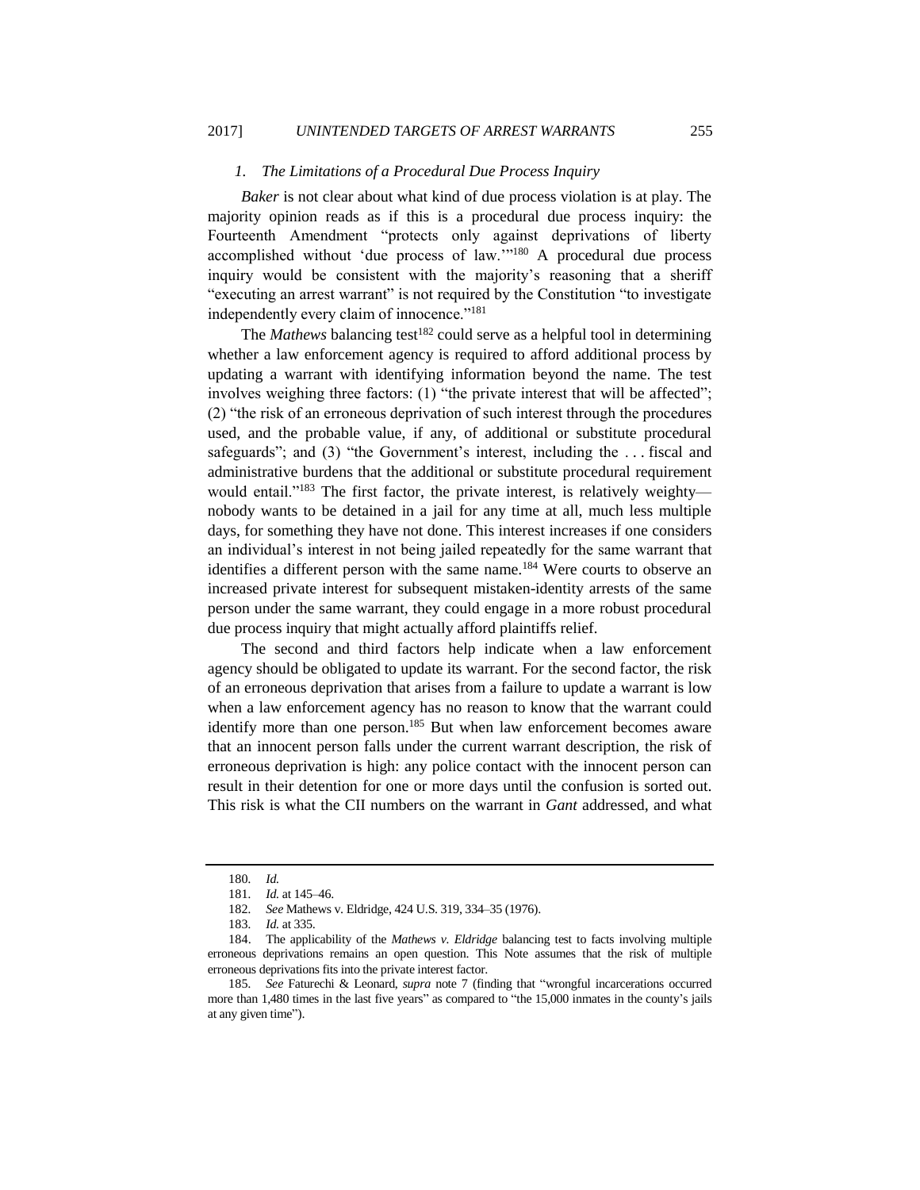### *1. The Limitations of a Procedural Due Process Inquiry*

*Baker* is not clear about what kind of due process violation is at play. The majority opinion reads as if this is a procedural due process inquiry: the Fourteenth Amendment "protects only against deprivations of liberty accomplished without 'due process of law.'"[180] A procedural due process inquiry would be consistent with the majority's reasoning that a sheriff "executing an arrest warrant" is not required by the Constitution "to investigate independently every claim of innocence."[181]

The *Mathews* balancing test[182] could serve as a helpful tool in determining whether a law enforcement agency is required to afford additional process by updating a warrant with identifying information beyond the name. The test involves weighing three factors: (1) "the private interest that will be affected"; (2) "the risk of an erroneous deprivation of such interest through the procedures used, and the probable value, if any, of additional or substitute procedural safeguards"; and (3) "the Government's interest, including the . . . fiscal and administrative burdens that the additional or substitute procedural requirement would entail."[183] The first factor, the private interest, is relatively weighty—nobody wants to be detained in a jail for any time at all, much less multiple days, for something they have not done. This interest increases if one considers an individual's interest in not being jailed repeatedly for the same warrant that identifies a different person with the same name.[184] Were courts to observe an increased private interest for subsequent mistaken-identity arrests of the same person under the same warrant, they could engage in a more robust procedural due process inquiry that might actually afford plaintiffs relief.

The second and third factors help indicate when a law enforcement agency should be obligated to update its warrant. For the second factor, the risk of an erroneous deprivation that arises from a failure to update a warrant is low when a law enforcement agency has no reason to know that the warrant could identify more than one person.[185] But when law enforcement becomes aware that an innocent person falls under the current warrant description, the risk of erroneous deprivation is high: any police contact with the innocent person can result in their detention for one or more days until the confusion is sorted out. This risk is what the CII numbers on the warrant in *Gant* addressed, and what

---

180. *Id.*

181. *Id.* at 145–46.

182. *See* Mathews v. Eldridge, 424 U.S. 319, 334–35 (1976).

183. *Id.* at 335.

184. The applicability of the *Mathews v. Eldridge* balancing test to facts involving multiple erroneous deprivations remains an open question. This Note assumes that the risk of multiple erroneous deprivations fits into the private interest factor.

185. *See* Faturechi & Leonard, *supra* note 7 (finding that "wrongful incarcerations occurred more than 1,480 times in the last five years" as compared to "the 15,000 inmates in the county's jails at any given time").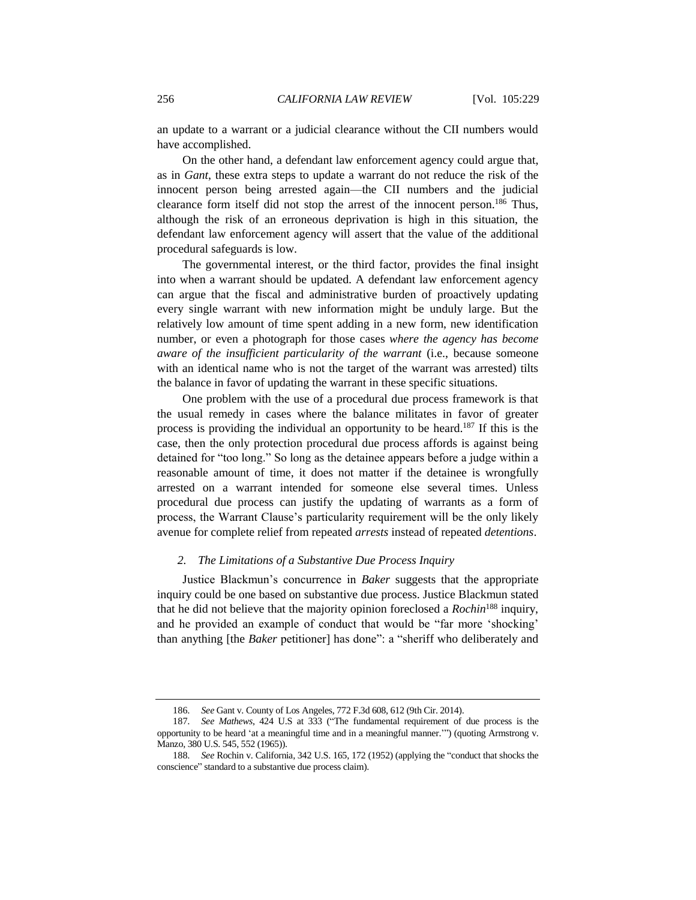an update to a warrant or a judicial clearance without the CII numbers would have accomplished.

On the other hand, a defendant law enforcement agency could argue that, as in *Gant*, these extra steps to update a warrant do not reduce the risk of the innocent person being arrested again—the CII numbers and the judicial clearance form itself did not stop the arrest of the innocent person.[186] Thus, although the risk of an erroneous deprivation is high in this situation, the defendant law enforcement agency will assert that the value of the additional procedural safeguards is low.

The governmental interest, or the third factor, provides the final insight into when a warrant should be updated. A defendant law enforcement agency can argue that the fiscal and administrative burden of proactively updating every single warrant with new information might be unduly large. But the relatively low amount of time spent adding in a new form, new identification number, or even a photograph for those cases *where the agency has become aware of the insufficient particularity of the warrant* (i.e., because someone with an identical name who is not the target of the warrant was arrested) tilts the balance in favor of updating the warrant in these specific situations.

One problem with the use of a procedural due process framework is that the usual remedy in cases where the balance militates in favor of greater process is providing the individual an opportunity to be heard.[187] If this is the case, then the only protection procedural due process affords is against being detained for "too long." So long as the detainee appears before a judge within a reasonable amount of time, it does not matter if the detainee is wrongfully arrested on a warrant intended for someone else several times. Unless procedural due process can justify the updating of warrants as a form of process, the Warrant Clause's particularity requirement will be the only likely avenue for complete relief from repeated *arrests* instead of repeated *detentions*.

### *2. The Limitations of a Substantive Due Process Inquiry*

Justice Blackmun's concurrence in *Baker* suggests that the appropriate inquiry could be one based on substantive due process. Justice Blackmun stated that he did not believe that the majority opinion foreclosed a *Rochin*[188] inquiry, and he provided an example of conduct that would be "far more 'shocking' than anything [the *Baker* petitioner] has done": a "sheriff who deliberately and

---

186. *See* Gant v. County of Los Angeles, 772 F.3d 608, 612 (9th Cir. 2014).

187. *See Mathews*, 424 U.S at 333 ("The fundamental requirement of due process is the opportunity to be heard 'at a meaningful time and in a meaningful manner.'") (quoting Armstrong v. Manzo, 380 U.S. 545, 552 (1965)).

188. *See* Rochin v. California, 342 U.S. 165, 172 (1952) (applying the "conduct that shocks the conscience" standard to a substantive due process claim).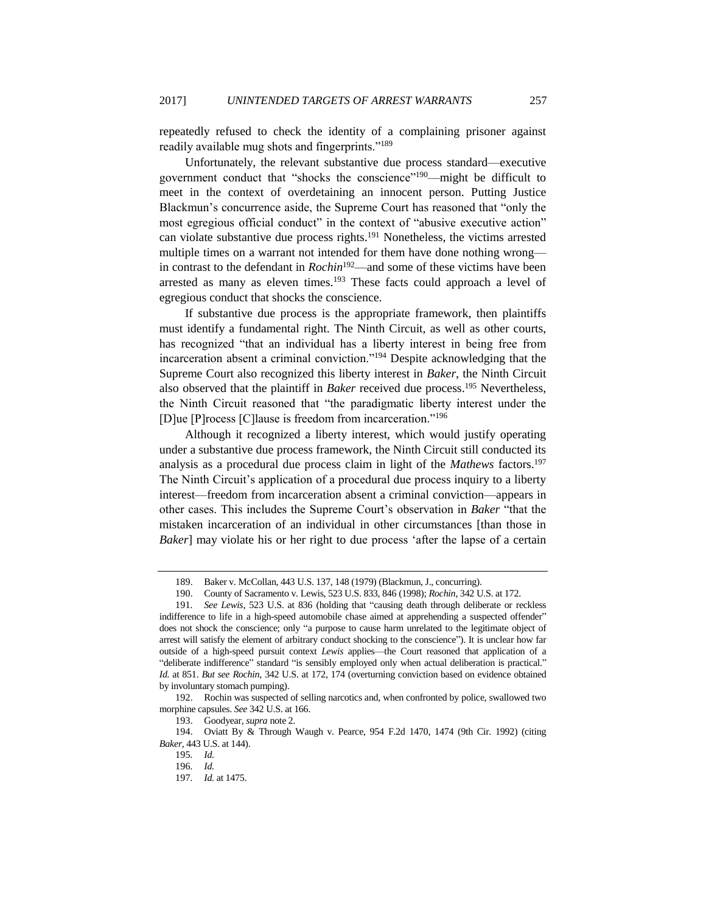repeatedly refused to check the identity of a complaining prisoner against readily available mug shots and fingerprints."[189]

Unfortunately, the relevant substantive due process standard—executive government conduct that "shocks the conscience"[190]—might be difficult to meet in the context of overdetaining an innocent person. Putting Justice Blackmun's concurrence aside, the Supreme Court has reasoned that "only the most egregious official conduct" in the context of "abusive executive action" can violate substantive due process rights.[191] Nonetheless, the victims arrested multiple times on a warrant not intended for them have done nothing wrong—in contrast to the defendant in *Rochin*[192]—and some of these victims have been arrested as many as eleven times.[193] These facts could approach a level of egregious conduct that shocks the conscience.

If substantive due process is the appropriate framework, then plaintiffs must identify a fundamental right. The Ninth Circuit, as well as other courts, has recognized "that an individual has a liberty interest in being free from incarceration absent a criminal conviction."[194] Despite acknowledging that the Supreme Court also recognized this liberty interest in *Baker*, the Ninth Circuit also observed that the plaintiff in *Baker* received due process.[195] Nevertheless, the Ninth Circuit reasoned that "the paradigmatic liberty interest under the [D]ue [P]rocess [C]lause is freedom from incarceration."[196]

Although it recognized a liberty interest, which would justify operating under a substantive due process framework, the Ninth Circuit still conducted its analysis as a procedural due process claim in light of the *Mathews* factors.[197] The Ninth Circuit's application of a procedural due process inquiry to a liberty interest—freedom from incarceration absent a criminal conviction—appears in other cases. This includes the Supreme Court's observation in *Baker* "that the mistaken incarceration of an individual in other circumstances [than those in *Baker*] may violate his or her right to due process 'after the lapse of a certain

---

189. Baker v. McCollan, 443 U.S. 137, 148 (1979) (Blackmun, J., concurring).

190. County of Sacramento v. Lewis, 523 U.S. 833, 846 (1998); *Rochin*, 342 U.S. at 172.

191. *See Lewis*, 523 U.S. at 836 (holding that "causing death through deliberate or reckless indifference to life in a high-speed automobile chase aimed at apprehending a suspected offender" does not shock the conscience; only "a purpose to cause harm unrelated to the legitimate object of arrest will satisfy the element of arbitrary conduct shocking to the conscience"). It is unclear how far outside of a high-speed pursuit context *Lewis* applies—the Court reasoned that application of a "deliberate indifference" standard "is sensibly employed only when actual deliberation is practical." *Id.* at 851. *But see Rochin*, 342 U.S. at 172, 174 (overturning conviction based on evidence obtained by involuntary stomach pumping).

192. Rochin was suspected of selling narcotics and, when confronted by police, swallowed two morphine capsules. *See* 342 U.S. at 166.

193. Goodyear, *supra* note 2.

194. Oviatt By & Through Waugh v. Pearce, 954 F.2d 1470, 1474 (9th Cir. 1992) (citing *Baker*, 443 U.S. at 144).

195. *Id.*

196. *Id.*

197. *Id.* at 1475.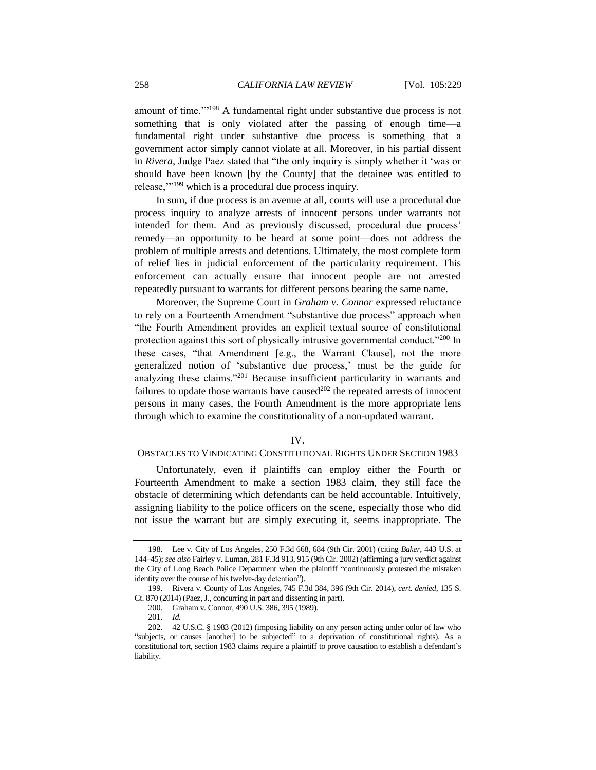amount of time.'"[198] A fundamental right under substantive due process is not something that is only violated after the passing of enough time—a fundamental right under substantive due process is something that a government actor simply cannot violate at all. Moreover, in his partial dissent in *Rivera*, Judge Paez stated that "the only inquiry is simply whether it 'was or should have been known [by the County] that the detainee was entitled to release,'"[199] which is a procedural due process inquiry.

In sum, if due process is an avenue at all, courts will use a procedural due process inquiry to analyze arrests of innocent persons under warrants not intended for them. And as previously discussed, procedural due process' remedy—an opportunity to be heard at some point—does not address the problem of multiple arrests and detentions. Ultimately, the most complete form of relief lies in judicial enforcement of the particularity requirement. This enforcement can actually ensure that innocent people are not arrested repeatedly pursuant to warrants for different persons bearing the same name.

Moreover, the Supreme Court in *Graham v. Connor* expressed reluctance to rely on a Fourteenth Amendment "substantive due process" approach when "the Fourth Amendment provides an explicit textual source of constitutional protection against this sort of physically intrusive governmental conduct."[200] In these cases, "that Amendment [e.g., the Warrant Clause], not the more generalized notion of 'substantive due process,' must be the guide for analyzing these claims."[201] Because insufficient particularity in warrants and failures to update those warrants have caused[202] the repeated arrests of innocent persons in many cases, the Fourth Amendment is the more appropriate lens through which to examine the constitutionality of a non-updated warrant.

## IV.
## OBSTACLES TO VINDICATING CONSTITUTIONAL RIGHTS UNDER SECTION 1983

Unfortunately, even if plaintiffs can employ either the Fourth or Fourteenth Amendment to make a section 1983 claim, they still face the obstacle of determining which defendants can be held accountable. Intuitively, assigning liability to the police officers on the scene, especially those who did not issue the warrant but are simply executing it, seems inappropriate. The

---

198. Lee v. City of Los Angeles, 250 F.3d 668, 684 (9th Cir. 2001) (citing *Baker*, 443 U.S. at 144–45); *see also* Fairley v. Luman, 281 F.3d 913, 915 (9th Cir. 2002) (affirming a jury verdict against the City of Long Beach Police Department when the plaintiff "continuously protested the mistaken identity over the course of his twelve-day detention").

199. Rivera v. County of Los Angeles, 745 F.3d 384, 396 (9th Cir. 2014), *cert. denied*, 135 S. Ct. 870 (2014) (Paez, J., concurring in part and dissenting in part).

200. Graham v. Connor, 490 U.S. 386, 395 (1989).

201. *Id.*

202. 42 U.S.C. § 1983 (2012) (imposing liability on any person acting under color of law who "subjects, or causes [another] to be subjected" to a deprivation of constitutional rights). As a constitutional tort, section 1983 claims require a plaintiff to prove causation to establish a defendant's liability.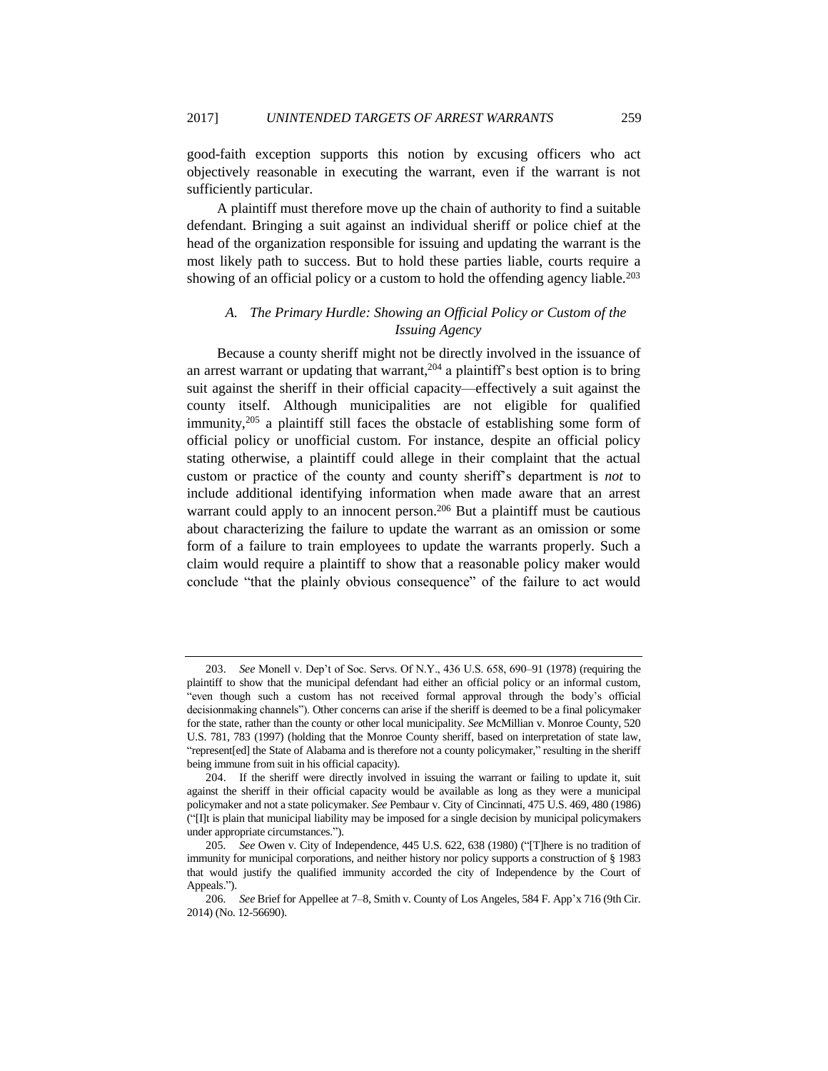good-faith exception supports this notion by excusing officers who act objectively reasonable in executing the warrant, even if the warrant is not sufficiently particular.

A plaintiff must therefore move up the chain of authority to find a suitable defendant. Bringing a suit against an individual sheriff or police chief at the head of the organization responsible for issuing and updating the warrant is the most likely path to success. But to hold these parties liable, courts require a showing of an official policy or a custom to hold the offending agency liable.[203]

### *A. The Primary Hurdle: Showing an Official Policy or Custom of the Issuing Agency*

Because a county sheriff might not be directly involved in the issuance of an arrest warrant or updating that warrant,[204] a plaintiff's best option is to bring suit against the sheriff in their official capacity—effectively a suit against the county itself. Although municipalities are not eligible for qualified immunity,[205] a plaintiff still faces the obstacle of establishing some form of official policy or unofficial custom. For instance, despite an official policy stating otherwise, a plaintiff could allege in their complaint that the actual custom or practice of the county and county sheriff's department is *not* to include additional identifying information when made aware that an arrest warrant could apply to an innocent person.[206] But a plaintiff must be cautious about characterizing the failure to update the warrant as an omission or some form of a failure to train employees to update the warrants properly. Such a claim would require a plaintiff to show that a reasonable policy maker would conclude "that the plainly obvious consequence" of the failure to act would

---

203. *See* Monell v. Dep't of Soc. Servs. Of N.Y., 436 U.S. 658, 690–91 (1978) (requiring the plaintiff to show that the municipal defendant had either an official policy or an informal custom, "even though such a custom has not received formal approval through the body's official decisionmaking channels"). Other concerns can arise if the sheriff is deemed to be a final policymaker for the state, rather than the county or other local municipality. *See* McMillian v. Monroe County, 520 U.S. 781, 783 (1997) (holding that the Monroe County sheriff, based on interpretation of state law, "represent[ed] the State of Alabama and is therefore not a county policymaker," resulting in the sheriff being immune from suit in his official capacity).

204. If the sheriff were directly involved in issuing the warrant or failing to update it, suit against the sheriff in their official capacity would be available as long as they were a municipal policymaker and not a state policymaker. *See* Pembaur v. City of Cincinnati, 475 U.S. 469, 480 (1986) ("[I]t is plain that municipal liability may be imposed for a single decision by municipal policymakers under appropriate circumstances.").

205. *See* Owen v. City of Independence, 445 U.S. 622, 638 (1980) ("[T]here is no tradition of immunity for municipal corporations, and neither history nor policy supports a construction of § 1983 that would justify the qualified immunity accorded the city of Independence by the Court of Appeals.").

206. *See* Brief for Appellee at 7–8, Smith v. County of Los Angeles, 584 F. App'x 716 (9th Cir. 2014) (No. 12-56690).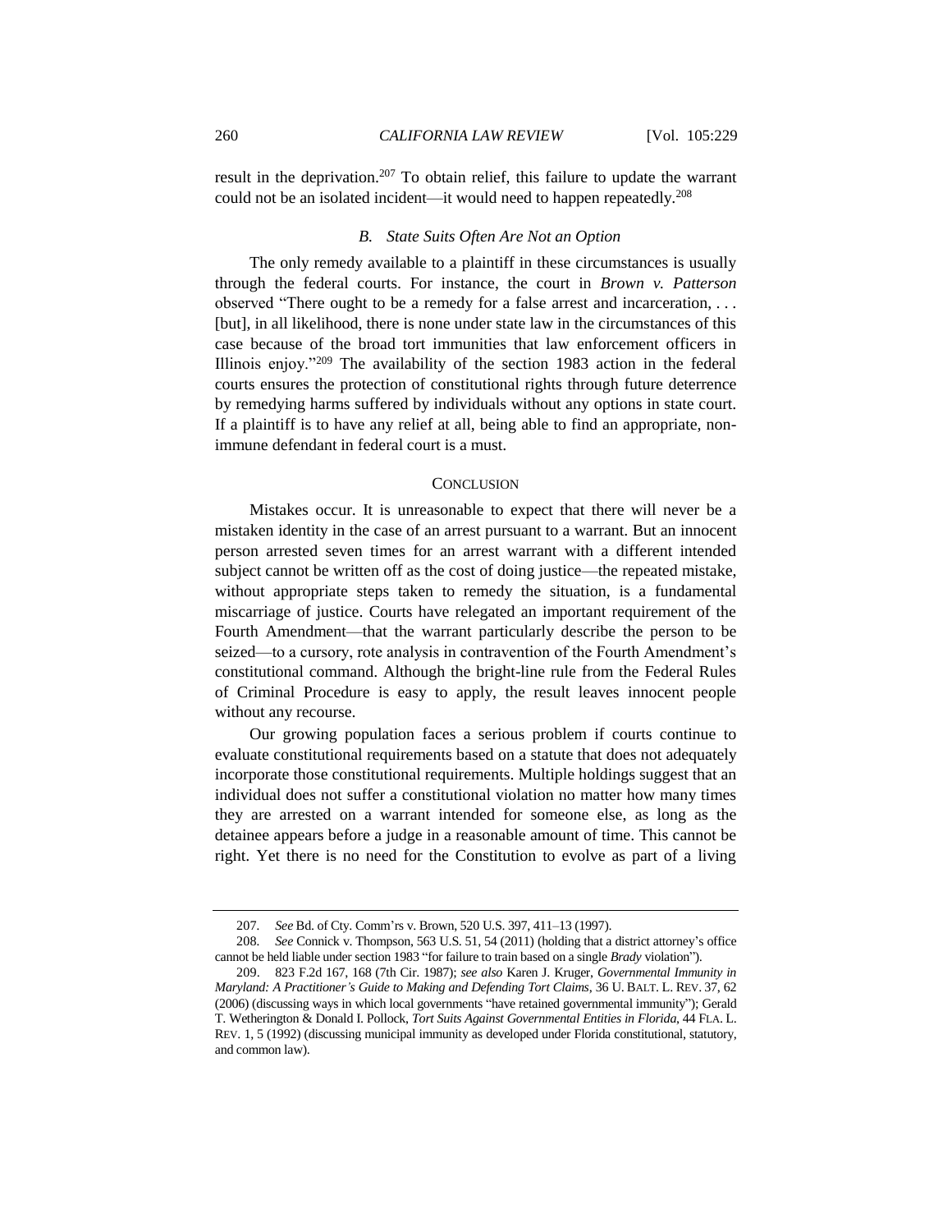result in the deprivation.[207] To obtain relief, this failure to update the warrant could not be an isolated incident—it would need to happen repeatedly.[208]

### *B. State Suits Often Are Not an Option*

The only remedy available to a plaintiff in these circumstances is usually through the federal courts. For instance, the court in *Brown v. Patterson* observed "There ought to be a remedy for a false arrest and incarceration, . . . [but], in all likelihood, there is none under state law in the circumstances of this case because of the broad tort immunities that law enforcement officers in Illinois enjoy."[209] The availability of the section 1983 action in the federal courts ensures the protection of constitutional rights through future deterrence by remedying harms suffered by individuals without any options in state court. If a plaintiff is to have any relief at all, being able to find an appropriate, non-immune defendant in federal court is a must.

## CONCLUSION

Mistakes occur. It is unreasonable to expect that there will never be a mistaken identity in the case of an arrest pursuant to a warrant. But an innocent person arrested seven times for an arrest warrant with a different intended subject cannot be written off as the cost of doing justice—the repeated mistake, without appropriate steps taken to remedy the situation, is a fundamental miscarriage of justice. Courts have relegated an important requirement of the Fourth Amendment—that the warrant particularly describe the person to be seized—to a cursory, rote analysis in contravention of the Fourth Amendment's constitutional command. Although the bright-line rule from the Federal Rules of Criminal Procedure is easy to apply, the result leaves innocent people without any recourse.

Our growing population faces a serious problem if courts continue to evaluate constitutional requirements based on a statute that does not adequately incorporate those constitutional requirements. Multiple holdings suggest that an individual does not suffer a constitutional violation no matter how many times they are arrested on a warrant intended for someone else, as long as the detainee appears before a judge in a reasonable amount of time. This cannot be right. Yet there is no need for the Constitution to evolve as part of a living

---

207. *See* Bd. of Cty. Comm'rs v. Brown, 520 U.S. 397, 411–13 (1997).

208. *See* Connick v. Thompson, 563 U.S. 51, 54 (2011) (holding that a district attorney's office cannot be held liable under section 1983 "for failure to train based on a single *Brady* violation").

209. 823 F.2d 167, 168 (7th Cir. 1987); *see also* Karen J. Kruger, *Governmental Immunity in Maryland: A Practitioner's Guide to Making and Defending Tort Claims*, 36 U. BALT. L. REV. 37, 62 (2006) (discussing ways in which local governments "have retained governmental immunity"); Gerald T. Wetherington & Donald I. Pollock, *Tort Suits Against Governmental Entities in Florida*, 44 FLA. L. REV. 1, 5 (1992) (discussing municipal immunity as developed under Florida constitutional, statutory, and common law).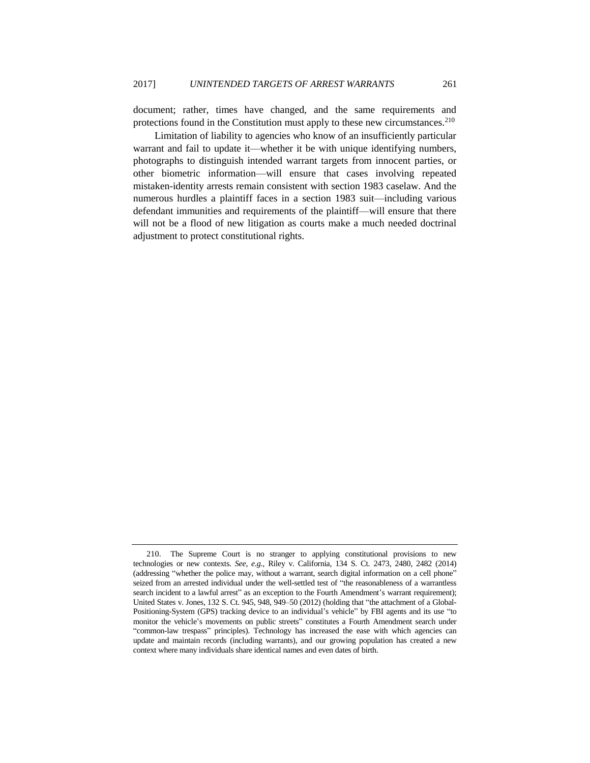document; rather, times have changed, and the same requirements and protections found in the Constitution must apply to these new circumstances.[210]

Limitation of liability to agencies who know of an insufficiently particular warrant and fail to update it—whether it be with unique identifying numbers, photographs to distinguish intended warrant targets from innocent parties, or other biometric information—will ensure that cases involving repeated mistaken-identity arrests remain consistent with section 1983 caselaw. And the numerous hurdles a plaintiff faces in a section 1983 suit—including various defendant immunities and requirements of the plaintiff—will ensure that there will not be a flood of new litigation as courts make a much needed doctrinal adjustment to protect constitutional rights.

---

210. The Supreme Court is no stranger to applying constitutional provisions to new technologies or new contexts. *See, e.g.*, Riley v. California, 134 S. Ct. 2473, 2480, 2482 (2014) (addressing "whether the police may, without a warrant, search digital information on a cell phone" seized from an arrested individual under the well-settled test of "the reasonableness of a warrantless search incident to a lawful arrest" as an exception to the Fourth Amendment's warrant requirement); United States v. Jones, 132 S. Ct. 945, 948, 949–50 (2012) (holding that "the attachment of a Global-Positioning-System (GPS) tracking device to an individual's vehicle" by FBI agents and its use "to monitor the vehicle's movements on public streets" constitutes a Fourth Amendment search under "common-law trespass" principles). Technology has increased the ease with which agencies can update and maintain records (including warrants), and our growing population has created a new context where many individuals share identical names and even dates of birth.